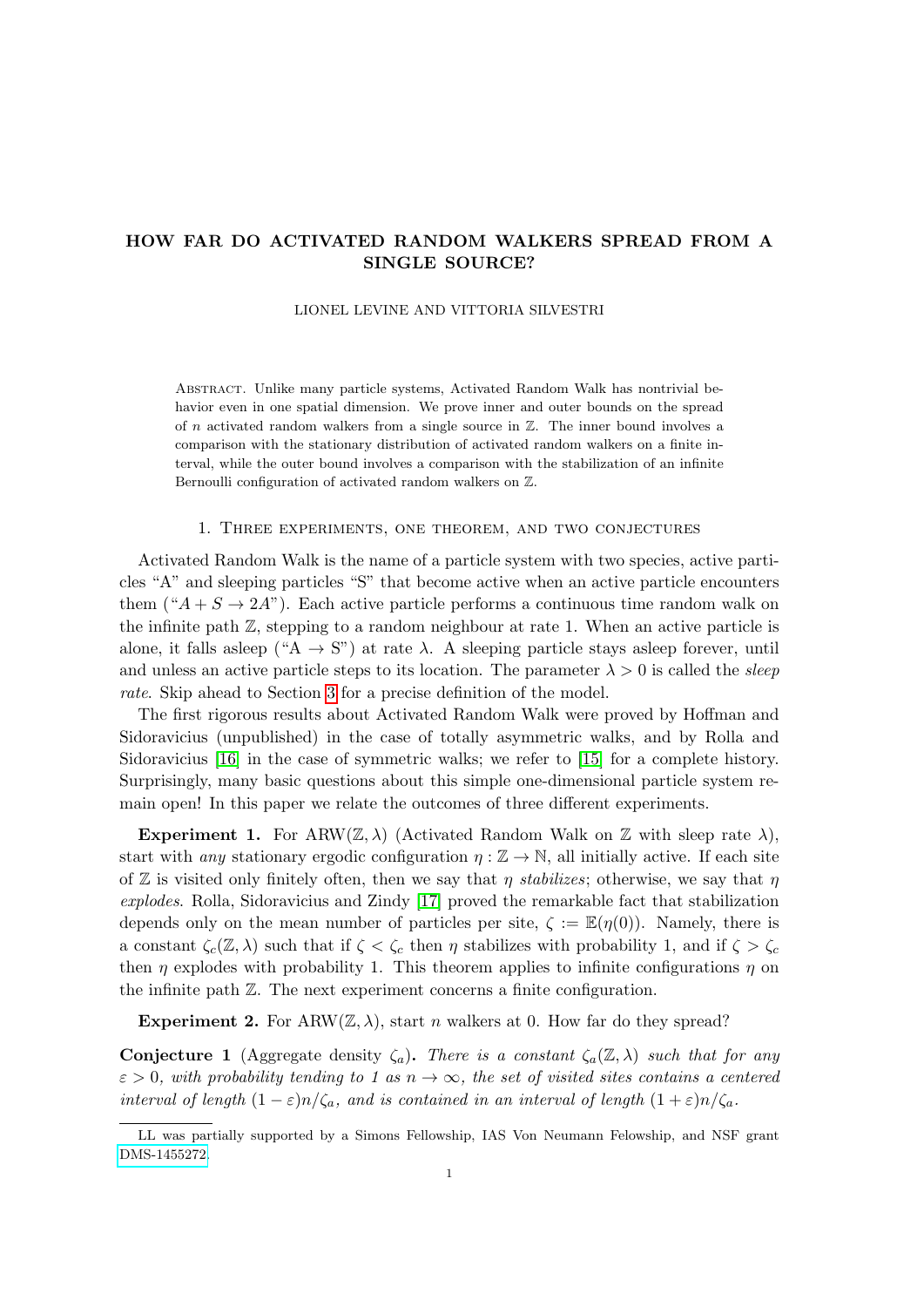# HOW FAR DO ACTIVATED RANDOM WALKERS SPREAD FROM A SINGLE SOURCE?

LIONEL LEVINE AND VITTORIA SILVESTRI

Abstract. Unlike many particle systems, Activated Random Walk has nontrivial behavior even in one spatial dimension. We prove inner and outer bounds on the spread of $n$ activated random walkers from a single source in $\mathbb{Z}$. The inner bound involves a comparison with the stationary distribution of activated random walkers on a finite interval, while the outer bound involves a comparison with the stabilization of an infinite Bernoulli configuration of activated random walkers on $\mathbb{Z}$.

## 1. Three experiments, one theorem, and two conjectures

Activated Random Walk is the name of a particle system with two species, active particles "A" and sleeping particles "S" that become active when an active particle encounters them ("$A + S \to 2A$"). Each active particle performs a continuous time random walk on the infinite path $\mathbb{Z}$, stepping to a random neighbour at rate 1. When an active particle is alone, it falls asleep ("A $\to$ S") at rate $\lambda$. A sleeping particle stays asleep forever, until and unless an active particle steps to its location. The parameter $\lambda > 0$ is called the *sleep rate*. Skip ahead to Section 3 for a precise definition of the model.

The first rigorous results about Activated Random Walk were proved by Hoffman and Sidoravicius (unpublished) in the case of totally asymmetric walks, and by Rolla and Sidoravicius [16] in the case of symmetric walks; we refer to [15] for a complete history. Surprisingly, many basic questions about this simple one-dimensional particle system remain open! In this paper we relate the outcomes of three different experiments.

**Experiment 1.** For ARW$(\mathbb{Z}, \lambda)$ (Activated Random Walk on $\mathbb{Z}$ with sleep rate $\lambda$), start with *any* stationary ergodic configuration $\eta : \mathbb{Z} \to \mathbb{N}$, all initially active. If each site of $\mathbb{Z}$ is visited only finitely often, then we say that $\eta$ *stabilizes*; otherwise, we say that $\eta$ *explodes*. Rolla, Sidoravicius and Zindy [17] proved the remarkable fact that stabilization depends only on the mean number of particles per site, $\zeta := \mathbb{E}(\eta(0))$. Namely, there is a constant $\zeta_c(\mathbb{Z}, \lambda)$ such that if $\zeta < \zeta_c$ then $\eta$ stabilizes with probability 1, and if $\zeta > \zeta_c$ then $\eta$ explodes with probability 1. This theorem applies to infinite configurations $\eta$ on the infinite path $\mathbb{Z}$. The next experiment concerns a finite configuration.

**Experiment 2.** For ARW$(\mathbb{Z}, \lambda)$, start $n$ walkers at 0. How far do they spread?

**Conjecture 1** (Aggregate density $\zeta_a$)**.** *There is a constant $\zeta_a(\mathbb{Z}, \lambda)$ such that for any $\varepsilon > 0$, with probability tending to 1 as $n \to \infty$, the set of visited sites contains a centered interval of length $(1 - \varepsilon)n/\zeta_a$, and is contained in an interval of length $(1 + \varepsilon)n/\zeta_a$.*

---

LL was partially supported by a Simons Fellowship, IAS Von Neumann Felowship, and NSF grant DMS-1455272.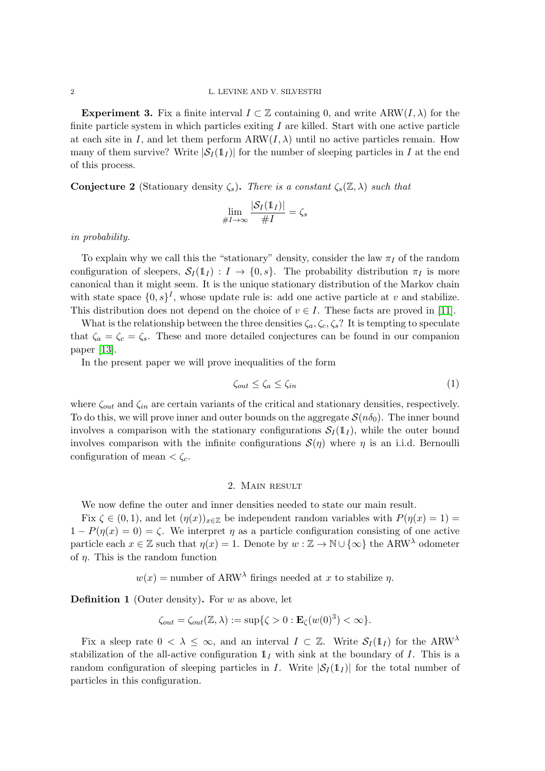**Experiment 3.** Fix a finite interval $I \subset \mathbb{Z}$ containing 0, and write $\mathrm{ARW}(I, \lambda)$ for the finite particle system in which particles exiting $I$ are killed. Start with one active particle at each site in $I$, and let them perform $\mathrm{ARW}(I, \lambda)$ until no active particles remain. How many of them survive? Write $|\mathcal{S}_I(\mathbb{1}_I)|$ for the number of sleeping particles in $I$ at the end of this process.

**Conjecture 2** (Stationary density $\zeta_s$)**.** *There is a constant $\zeta_s(\mathbb{Z}, \lambda)$ such that*

$$\lim_{\#I \to \infty} \frac{|\mathcal{S}_I(\mathbb{1}_I)|}{\#I} = \zeta_s$$

*in probability.*

To explain why we call this the "stationary" density, consider the law $\pi_I$ of the random configuration of sleepers, $\mathcal{S}_I(\mathbb{1}_I) : I \to \{0, s\}$. The probability distribution $\pi_I$ is more canonical than it might seem. It is the unique stationary distribution of the Markov chain with state space $\{0, s\}^I$, whose update rule is: add one active particle at $v$ and stabilize. This distribution does not depend on the choice of $v \in I$. These facts are proved in [11].

What is the relationship between the three densities $\zeta_a, \zeta_c, \zeta_s$? It is tempting to speculate that $\zeta_a = \zeta_c = \zeta_s$. These and more detailed conjectures can be found in our companion paper [13].

In the present paper we will prove inequalities of the form

$$\zeta_{out} \leq \zeta_a \leq \zeta_{in} \tag{1}$$

where $\zeta_{out}$ and $\zeta_{in}$ are certain variants of the critical and stationary densities, respectively. To do this, we will prove inner and outer bounds on the aggregate $\mathcal{S}(n\delta_0)$. The inner bound involves a comparison with the stationary configurations $\mathcal{S}_I(\mathbb{1}_I)$, while the outer bound involves comparison with the infinite configurations $\mathcal{S}(\eta)$ where $\eta$ is an i.i.d. Bernoulli configuration of mean $< \zeta_c$.

## 2. Main result

We now define the outer and inner densities needed to state our main result.

Fix $\zeta \in (0, 1)$, and let $(\eta(x))_{x \in \mathbb{Z}}$ be independent random variables with $P(\eta(x) = 1) = 1 - P(\eta(x) = 0) = \zeta$. We interpret $\eta$ as a particle configuration consisting of one active particle each $x \in \mathbb{Z}$ such that $\eta(x) = 1$. Denote by $w : \mathbb{Z} \to \mathbb{N} \cup \{\infty\}$ the $\mathrm{ARW}^\lambda$ odometer of $\eta$. This is the random function

$$w(x) = \text{number of } \mathrm{ARW}^\lambda \text{ firings needed at } x \text{ to stabilize } \eta.$$

**Definition 1** (Outer density)**.** For $w$ as above, let

$$\zeta_{out} = \zeta_{out}(\mathbb{Z}, \lambda) := \sup\{\zeta > 0 : \mathbf{E}_\zeta(w(0)^3) < \infty\}.$$

Fix a sleep rate $0 < \lambda \leq \infty$, and an interval $I \subset \mathbb{Z}$. Write $\mathcal{S}_I(\mathbb{1}_I)$ for the $\mathrm{ARW}^\lambda$ stabilization of the all-active configuration $\mathbb{1}_I$ with sink at the boundary of $I$. This is a random configuration of sleeping particles in $I$. Write $|\mathcal{S}_I(\mathbb{1}_I)|$ for the total number of particles in this configuration.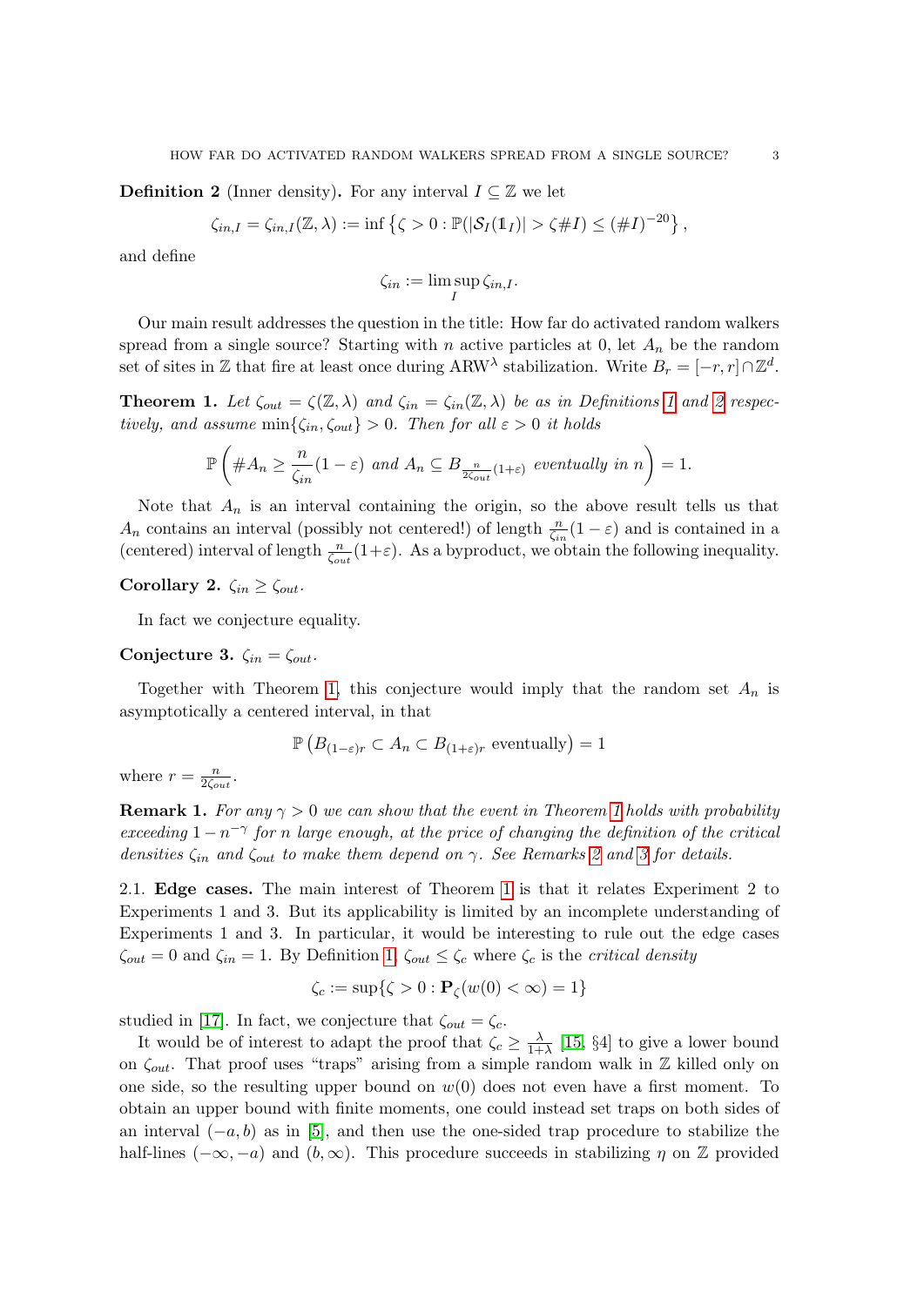**Definition 2** (Inner density)**.** For any interval $I \subseteq \mathbb{Z}$ we let

$$\zeta_{in,I} = \zeta_{in,I}(\mathbb{Z}, \lambda) := \inf\left\{\zeta > 0 : \mathbb{P}(|\mathcal{S}_I(\mathbb{1}_I)| > \zeta \# I) \leq (\# I)^{-20}\right\},$$

and define

$$\zeta_{in} := \limsup_{I} \zeta_{in,I}.$$

Our main result addresses the question in the title: How far do activated random walkers spread from a single source? Starting with $n$ active particles at 0, let $A_n$ be the random set of sites in $\mathbb{Z}$ that fire at least once during ARW$^\lambda$ stabilization. Write $B_r = [-r, r] \cap \mathbb{Z}^d$.

**Theorem 1.** *Let $\zeta_{out} = \zeta(\mathbb{Z}, \lambda)$ and $\zeta_{in} = \zeta_{in}(\mathbb{Z}, \lambda)$ be as in Definitions 1 and 2 respectively, and assume $\min\{\zeta_{in}, \zeta_{out}\} > 0$. Then for all $\varepsilon > 0$ it holds*

$$\mathbb{P}\left(\# A_n \geq \frac{n}{\zeta_{in}}(1-\varepsilon) \text{ and } A_n \subseteq B_{\frac{n}{2\zeta_{out}}(1+\varepsilon)} \text{ eventually in } n\right) = 1.$$

Note that $A_n$ is an interval containing the origin, so the above result tells us that $A_n$ contains an interval (possibly not centered!) of length $\frac{n}{\zeta_{in}}(1-\varepsilon)$ and is contained in a (centered) interval of length $\frac{n}{\zeta_{out}}(1+\varepsilon)$. As a byproduct, we obtain the following inequality.

**Corollary 2.** $\zeta_{in} \geq \zeta_{out}$.

In fact we conjecture equality.

**Conjecture 3.** $\zeta_{in} = \zeta_{out}$.

Together with Theorem 1, this conjecture would imply that the random set $A_n$ is asymptotically a centered interval, in that

$$\mathbb{P}\left(B_{(1-\varepsilon)r} \subset A_n \subset B_{(1+\varepsilon)r} \text{ eventually}\right) = 1$$

where $r = \frac{n}{2\zeta_{out}}$.

**Remark 1.** *For any $\gamma > 0$ we can show that the event in Theorem 1 holds with probability exceeding $1 - n^{-\gamma}$ for $n$ large enough, at the price of changing the definition of the critical densities $\zeta_{in}$ and $\zeta_{out}$ to make them depend on $\gamma$. See Remarks 2 and 3 for details.*

2.1. **Edge cases.** The main interest of Theorem 1 is that it relates Experiment 2 to Experiments 1 and 3. But its applicability is limited by an incomplete understanding of Experiments 1 and 3. In particular, it would be interesting to rule out the edge cases $\zeta_{out} = 0$ and $\zeta_{in} = 1$. By Definition 1, $\zeta_{out} \leq \zeta_c$ where $\zeta_c$ is the *critical density*

$$\zeta_c := \sup\{\zeta > 0 : \mathbf{P}_\zeta(w(0) < \infty) = 1\}$$

studied in [17]. In fact, we conjecture that $\zeta_{out} = \zeta_c$.

It would be of interest to adapt the proof that $\zeta_c \geq \frac{\lambda}{1+\lambda}$ [15, §4] to give a lower bound on $\zeta_{out}$. That proof uses "traps" arising from a simple random walk in $\mathbb{Z}$ killed only on one side, so the resulting upper bound on $w(0)$ does not even have a first moment. To obtain an upper bound with finite moments, one could instead set traps on both sides of an interval $(-a, b)$ as in [5], and then use the one-sided trap procedure to stabilize the half-lines $(-\infty, -a)$ and $(b, \infty)$. This procedure succeeds in stabilizing $\eta$ on $\mathbb{Z}$ provided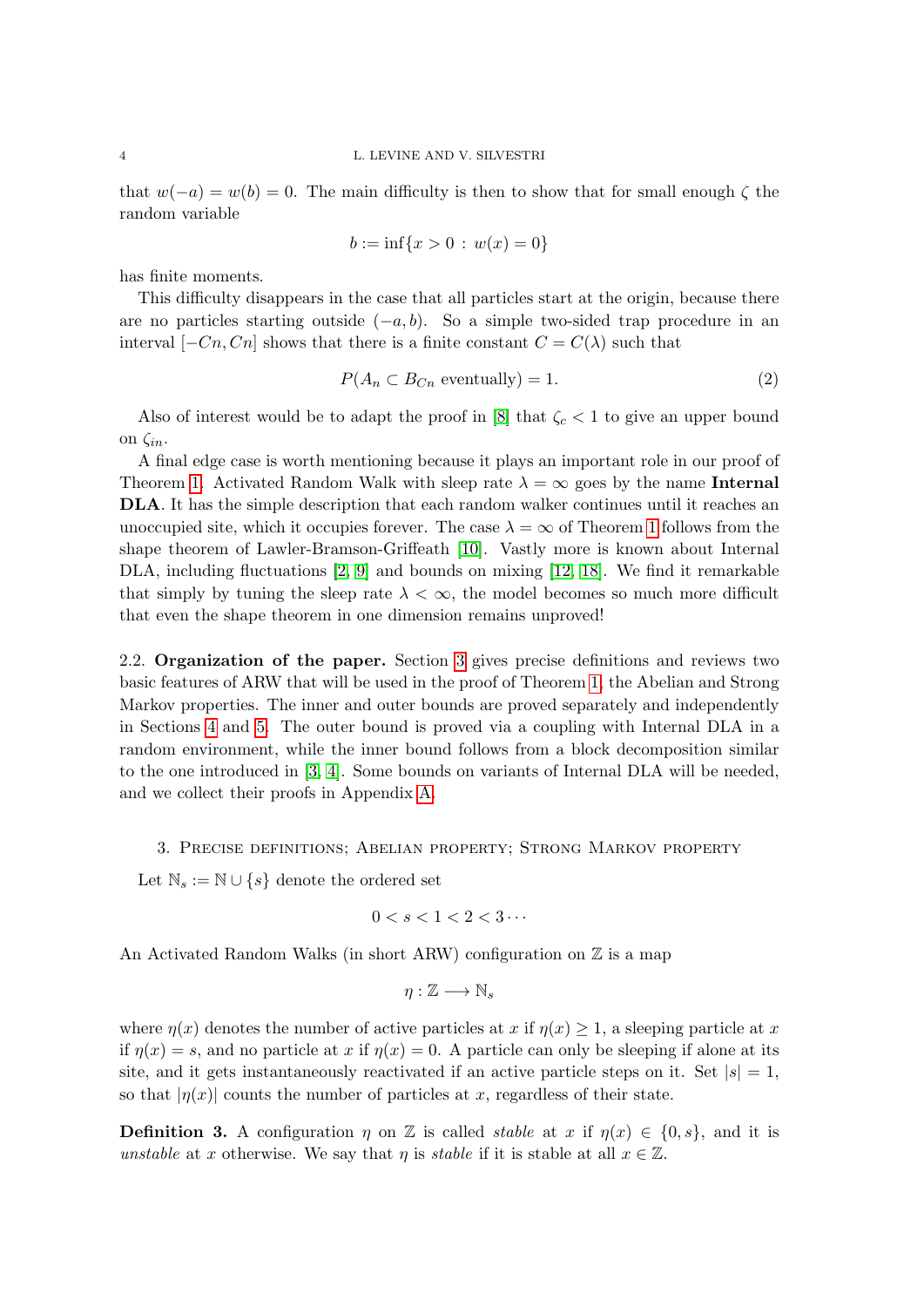that $w(-a) = w(b) = 0$. The main difficulty is then to show that for small enough $\zeta$ the random variable

$$b := \inf\{x > 0 \,:\, w(x) = 0\}$$

has finite moments.

This difficulty disappears in the case that all particles start at the origin, because there are no particles starting outside $(-a, b)$. So a simple two-sided trap procedure in an interval $[-Cn, Cn]$ shows that there is a finite constant $C = C(\lambda)$ such that

$$P(A_n \subset B_{Cn} \text{ eventually}) = 1. \tag{2}$$

Also of interest would be to adapt the proof in [8] that $\zeta_c < 1$ to give an upper bound on $\zeta_{in}$.

A final edge case is worth mentioning because it plays an important role in our proof of Theorem 1. Activated Random Walk with sleep rate $\lambda = \infty$ goes by the name **Internal DLA**. It has the simple description that each random walker continues until it reaches an unoccupied site, which it occupies forever. The case $\lambda = \infty$ of Theorem 1 follows from the shape theorem of Lawler-Bramson-Griffeath [10]. Vastly more is known about Internal DLA, including fluctuations [2, 9] and bounds on mixing [12, 18]. We find it remarkable that simply by tuning the sleep rate $\lambda < \infty$, the model becomes so much more difficult that even the shape theorem in one dimension remains unproved!

2.2. **Organization of the paper.** Section 3 gives precise definitions and reviews two basic features of ARW that will be used in the proof of Theorem 1, the Abelian and Strong Markov properties. The inner and outer bounds are proved separately and independently in Sections 4 and 5. The outer bound is proved via a coupling with Internal DLA in a random environment, while the inner bound follows from a block decomposition similar to the one introduced in [3, 4]. Some bounds on variants of Internal DLA will be needed, and we collect their proofs in Appendix A.

## 3. Precise definitions; Abelian property; Strong Markov property

Let $\mathbb{N}_s := \mathbb{N} \cup \{s\}$ denote the ordered set

$$0 < s < 1 < 2 < 3 \cdots$$

An Activated Random Walks (in short ARW) configuration on $\mathbb{Z}$ is a map

$$\eta : \mathbb{Z} \longrightarrow \mathbb{N}_s$$

where $\eta(x)$ denotes the number of active particles at $x$ if $\eta(x) \geq 1$, a sleeping particle at $x$ if $\eta(x) = s$, and no particle at $x$ if $\eta(x) = 0$. A particle can only be sleeping if alone at its site, and it gets instantaneously reactivated if an active particle steps on it. Set $|s| = 1$, so that $|\eta(x)|$ counts the number of particles at $x$, regardless of their state.

**Definition 3.** A configuration $\eta$ on $\mathbb{Z}$ is called *stable* at $x$ if $\eta(x) \in \{0, s\}$, and it is *unstable* at $x$ otherwise. We say that $\eta$ is *stable* if it is stable at all $x \in \mathbb{Z}$.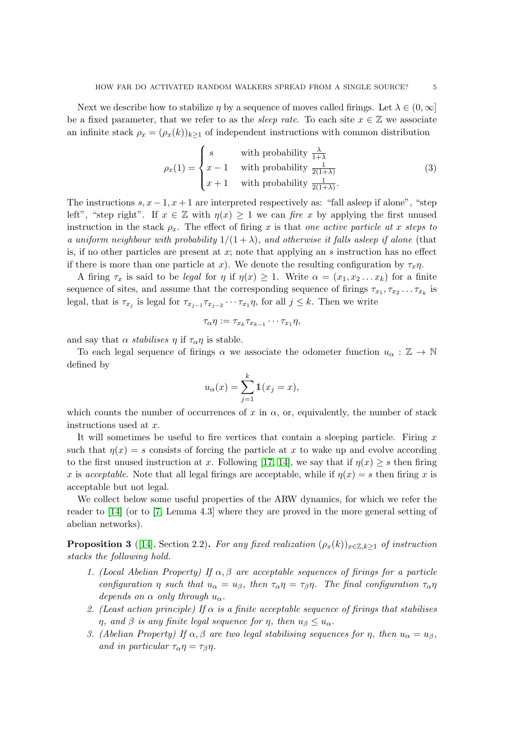Next we describe how to stabilize $\eta$ by a sequence of moves called firings. Let $\lambda \in (0, \infty]$ be a fixed parameter, that we refer to as the *sleep rate*. To each site $x \in \mathbb{Z}$ we associate an infinite stack $\rho_x = (\rho_x(k))_{k\geq 1}$ of independent instructions with common distribution

$$\rho_x(1) = \begin{cases} s & \text{with probability } \frac{\lambda}{1+\lambda} \\ x-1 & \text{with probability } \frac{1}{2(1+\lambda)} \\ x+1 & \text{with probability } \frac{1}{2(1+\lambda)}. \end{cases} \tag{3}$$

The instructions $s, x-1, x+1$ are interpreted respectively as: "fall asleep if alone", "step left", "step right". If $x \in \mathbb{Z}$ with $\eta(x) \geq 1$ we can *fire* $x$ by applying the first unused instruction in the stack $\rho_x$. The effect of firing $x$ is that *one active particle at $x$ steps to a uniform neighbour with probability $1/(1+\lambda)$, and otherwise it falls asleep if alone* (that is, if no other particles are present at $x$; note that applying an $s$ instruction has no effect if there is more than one particle at $x$). We denote the resulting configuration by $\tau_x\eta$.

A firing $\tau_x$ is said to be *legal* for $\eta$ if $\eta(x) \geq 1$. Write $\alpha = (x_1, x_2 \ldots x_k)$ for a finite sequence of sites, and assume that the corresponding sequence of firings $\tau_{x_1}, \tau_{x_2} \ldots \tau_{x_k}$ is legal, that is $\tau_{x_j}$ is legal for $\tau_{x_{j-1}}\tau_{x_{j-2}} \cdots \tau_{x_1}\eta$, for all $j \leq k$. Then we write

$$\tau_\alpha \eta := \tau_{x_k}\tau_{x_{k-1}} \cdots \tau_{x_1}\eta,$$

and say that $\alpha$ *stabilises* $\eta$ if $\tau_\alpha\eta$ is stable.

To each legal sequence of firings $\alpha$ we associate the odometer function $u_\alpha : \mathbb{Z} \to \mathbb{N}$ defined by

$$u_\alpha(x) = \sum_{j=1}^{k} \mathbb{1}(x_j = x),$$

which counts the number of occurrences of $x$ in $\alpha$, or, equivalently, the number of stack instructions used at $x$.

It will sometimes be useful to fire vertices that contain a sleeping particle. Firing $x$ such that $\eta(x) = s$ consists of forcing the particle at $x$ to wake up and evolve according to the first unused instruction at $x$. Following [17, 14], we say that if $\eta(x) \geq s$ then firing $x$ is *acceptable*. Note that all legal firings are acceptable, while if $\eta(x) = s$ then firing $x$ is acceptable but not legal.

We collect below some useful properties of the ARW dynamics, for which we refer the reader to [14] (or to [7, Lemma 4.3] where they are proved in the more general setting of abelian networks).

**Proposition 3** ([14], Section 2.2)**.** *For any fixed realization $(\rho_x(k))_{x\in\mathbb{Z},k\geq1}$ of instruction stacks the following hold.*

1. *(Local Abelian Property) If $\alpha, \beta$ are acceptable sequences of firings for a particle configuration $\eta$ such that $u_\alpha = u_\beta$, then $\tau_\alpha\eta = \tau_\beta\eta$. The final configuration $\tau_\alpha\eta$ depends on $\alpha$ only through $u_\alpha$.*
2. *(Least action principle) If $\alpha$ is a finite acceptable sequence of firings that stabilises $\eta$, and $\beta$ is any finite legal sequence for $\eta$, then $u_\beta \leq u_\alpha$.*
3. *(Abelian Property) If $\alpha, \beta$ are two legal stabilising sequences for $\eta$, then $u_\alpha = u_\beta$, and in particular $\tau_\alpha\eta = \tau_\beta\eta$.*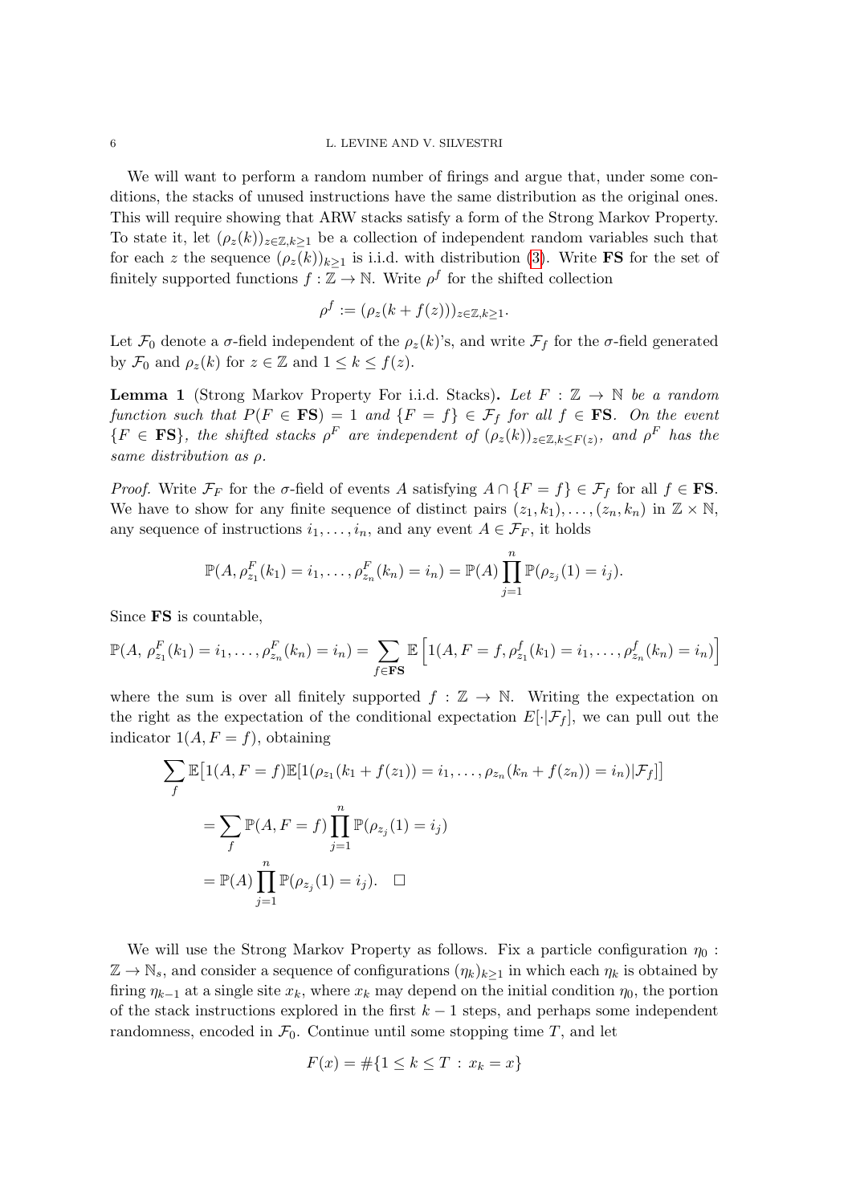We will want to perform a random number of firings and argue that, under some conditions, the stacks of unused instructions have the same distribution as the original ones. This will require showing that ARW stacks satisfy a form of the Strong Markov Property. To state it, let $(\rho_z(k))_{z\in\mathbb{Z},k\geq 1}$ be a collection of independent random variables such that for each $z$ the sequence $(\rho_z(k))_{k\geq 1}$ is i.i.d. with distribution (3). Write $\mathbf{FS}$ for the set of finitely supported functions $f : \mathbb{Z} \to \mathbb{N}$. Write $\rho^f$ for the shifted collection

$$\rho^f := (\rho_z(k + f(z)))_{z\in\mathbb{Z},k\geq 1}.$$

Let $\mathcal{F}_0$ denote a $\sigma$-field independent of the $\rho_z(k)$'s, and write $\mathcal{F}_f$ for the $\sigma$-field generated by $\mathcal{F}_0$ and $\rho_z(k)$ for $z \in \mathbb{Z}$ and $1 \leq k \leq f(z)$.

**Lemma 1** (Strong Markov Property For i.i.d. Stacks)**.** *Let $F : \mathbb{Z} \to \mathbb{N}$ be a random function such that $P(F \in \mathbf{FS}) = 1$ and $\{F = f\} \in \mathcal{F}_f$ for all $f \in \mathbf{FS}$. On the event $\{F \in \mathbf{FS}\}$, the shifted stacks $\rho^F$ are independent of $(\rho_z(k))_{z\in\mathbb{Z},k\leq F(z)}$, and $\rho^F$ has the same distribution as $\rho$.*

*Proof.* Write $\mathcal{F}_F$ for the $\sigma$-field of events $A$ satisfying $A \cap \{F = f\} \in \mathcal{F}_f$ for all $f \in \mathbf{FS}$. We have to show for any finite sequence of distinct pairs $(z_1, k_1), \ldots, (z_n, k_n)$ in $\mathbb{Z} \times \mathbb{N}$, any sequence of instructions $i_1, \ldots, i_n$, and any event $A \in \mathcal{F}_F$, it holds

$$\mathbb{P}(A, \rho^F_{z_1}(k_1) = i_1, \ldots, \rho^F_{z_n}(k_n) = i_n) = \mathbb{P}(A) \prod_{j=1}^{n} \mathbb{P}(\rho_{z_j}(1) = i_j).$$

Since $\mathbf{FS}$ is countable,

$$\mathbb{P}(A,\, \rho^F_{z_1}(k_1) = i_1, \ldots, \rho^F_{z_n}(k_n) = i_n) = \sum_{f\in\mathbf{FS}} \mathbb{E}\left[1(A, F = f, \rho^f_{z_1}(k_1) = i_1, \ldots, \rho^f_{z_n}(k_n) = i_n)\right]$$

where the sum is over all finitely supported $f : \mathbb{Z} \to \mathbb{N}$. Writing the expectation on the right as the expectation of the conditional expectation $E[\cdot|\mathcal{F}_f]$, we can pull out the indicator $1(A, F = f)$, obtaining

$$\begin{aligned}
&\sum_f \mathbb{E}\big[1(A, F = f)\mathbb{E}[1(\rho_{z_1}(k_1 + f(z_1)) = i_1, \ldots, \rho_{z_n}(k_n + f(z_n)) = i_n)|\mathcal{F}_f]\big] \\
&\quad = \sum_f \mathbb{P}(A, F = f) \prod_{j=1}^{n} \mathbb{P}(\rho_{z_j}(1) = i_j) \\
&\quad = \mathbb{P}(A) \prod_{j=1}^{n} \mathbb{P}(\rho_{z_j}(1) = i_j). \quad \square
\end{aligned}$$

We will use the Strong Markov Property as follows. Fix a particle configuration $\eta_0 : \mathbb{Z} \to \mathbb{N}_s$, and consider a sequence of configurations $(\eta_k)_{k\geq 1}$ in which each $\eta_k$ is obtained by firing $\eta_{k-1}$ at a single site $x_k$, where $x_k$ may depend on the initial condition $\eta_0$, the portion of the stack instructions explored in the first $k - 1$ steps, and perhaps some independent randomness, encoded in $\mathcal{F}_0$. Continue until some stopping time $T$, and let

$$F(x) = \#\{1 \leq k \leq T \,:\, x_k = x\}$$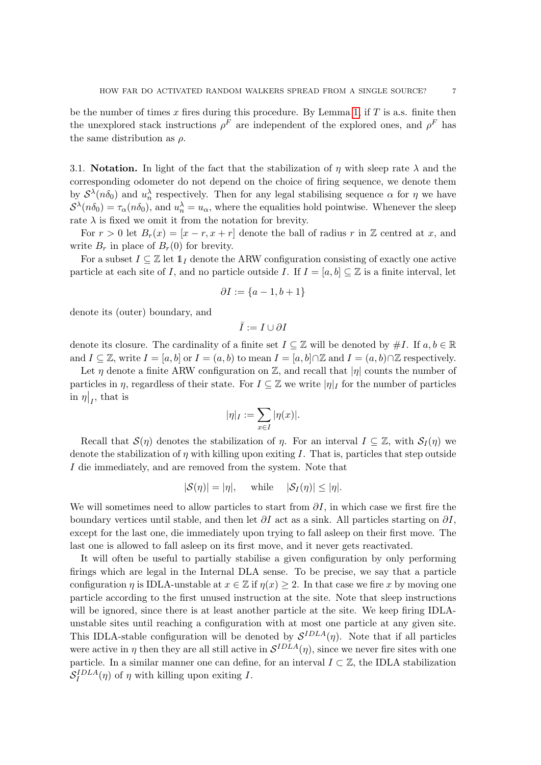be the number of times $x$ fires during this procedure. By Lemma 1, if $T$ is a.s. finite then the unexplored stack instructions $\rho^F$ are independent of the explored ones, and $\rho^F$ has the same distribution as $\rho$.

3.1. **Notation.** In light of the fact that the stabilization of $\eta$ with sleep rate $\lambda$ and the corresponding odometer do not depend on the choice of firing sequence, we denote them by $\mathcal{S}^\lambda(n\delta_0)$ and $u_n^\lambda$ respectively. Then for any legal stabilising sequence $\alpha$ for $\eta$ we have $\mathcal{S}^\lambda(n\delta_0) = \tau_\alpha(n\delta_0)$, and $u_n^\lambda = u_\alpha$, where the equalities hold pointwise. Whenever the sleep rate $\lambda$ is fixed we omit it from the notation for brevity.

For $r > 0$ let $B_r(x) = [x - r, x + r]$ denote the ball of radius $r$ in $\mathbb{Z}$ centred at $x$, and write $B_r$ in place of $B_r(0)$ for brevity.

For a subset $I \subseteq \mathbb{Z}$ let $\mathbb{1}_I$ denote the ARW configuration consisting of exactly one active particle at each site of $I$, and no particle outside $I$. If $I = [a, b] \subseteq \mathbb{Z}$ is a finite interval, let

$$\partial I := \{a - 1, b + 1\}$$

denote its (outer) boundary, and

$$\bar{I} := I \cup \partial I$$

denote its closure. The cardinality of a finite set $I \subseteq \mathbb{Z}$ will be denoted by $\# I$. If $a, b \in \mathbb{R}$ and $I \subseteq \mathbb{Z}$, write $I = [a, b]$ or $I = (a, b)$ to mean $I = [a, b] \cap \mathbb{Z}$ and $I = (a, b) \cap \mathbb{Z}$ respectively.

Let $\eta$ denote a finite ARW configuration on $\mathbb{Z}$, and recall that $|\eta|$ counts the number of particles in $\eta$, regardless of their state. For $I \subseteq \mathbb{Z}$ we write $|\eta|_I$ for the number of particles in $\eta\big|_I$, that is

$$|\eta|_I := \sum_{x \in I} |\eta(x)|.$$

Recall that $\mathcal{S}(\eta)$ denotes the stabilization of $\eta$. For an interval $I \subseteq \mathbb{Z}$, with $\mathcal{S}_I(\eta)$ we denote the stabilization of $\eta$ with killing upon exiting $I$. That is, particles that step outside $I$ die immediately, and are removed from the system. Note that

$$|\mathcal{S}(\eta)| = |\eta|, \quad \text{while} \quad |\mathcal{S}_I(\eta)| \leq |\eta|.$$

We will sometimes need to allow particles to start from $\partial I$, in which case we first fire the boundary vertices until stable, and then let $\partial I$ act as a sink. All particles starting on $\partial I$, except for the last one, die immediately upon trying to fall asleep on their first move. The last one is allowed to fall asleep on its first move, and it never gets reactivated.

It will often be useful to partially stabilise a given configuration by only performing firings which are legal in the Internal DLA sense. To be precise, we say that a particle configuration $\eta$ is IDLA-unstable at $x \in \mathbb{Z}$ if $\eta(x) \geq 2$. In that case we fire $x$ by moving one particle according to the first unused instruction at the site. Note that sleep instructions will be ignored, since there is at least another particle at the site. We keep firing IDLA-unstable sites until reaching a configuration with at most one particle at any given site. This IDLA-stable configuration will be denoted by $\mathcal{S}^{IDLA}(\eta)$. Note that if all particles were active in $\eta$ then they are all still active in $\mathcal{S}^{IDLA}(\eta)$, since we never fire sites with one particle. In a similar manner one can define, for an interval $I \subset \mathbb{Z}$, the IDLA stabilization $\mathcal{S}_I^{IDLA}(\eta)$ of $\eta$ with killing upon exiting $I$.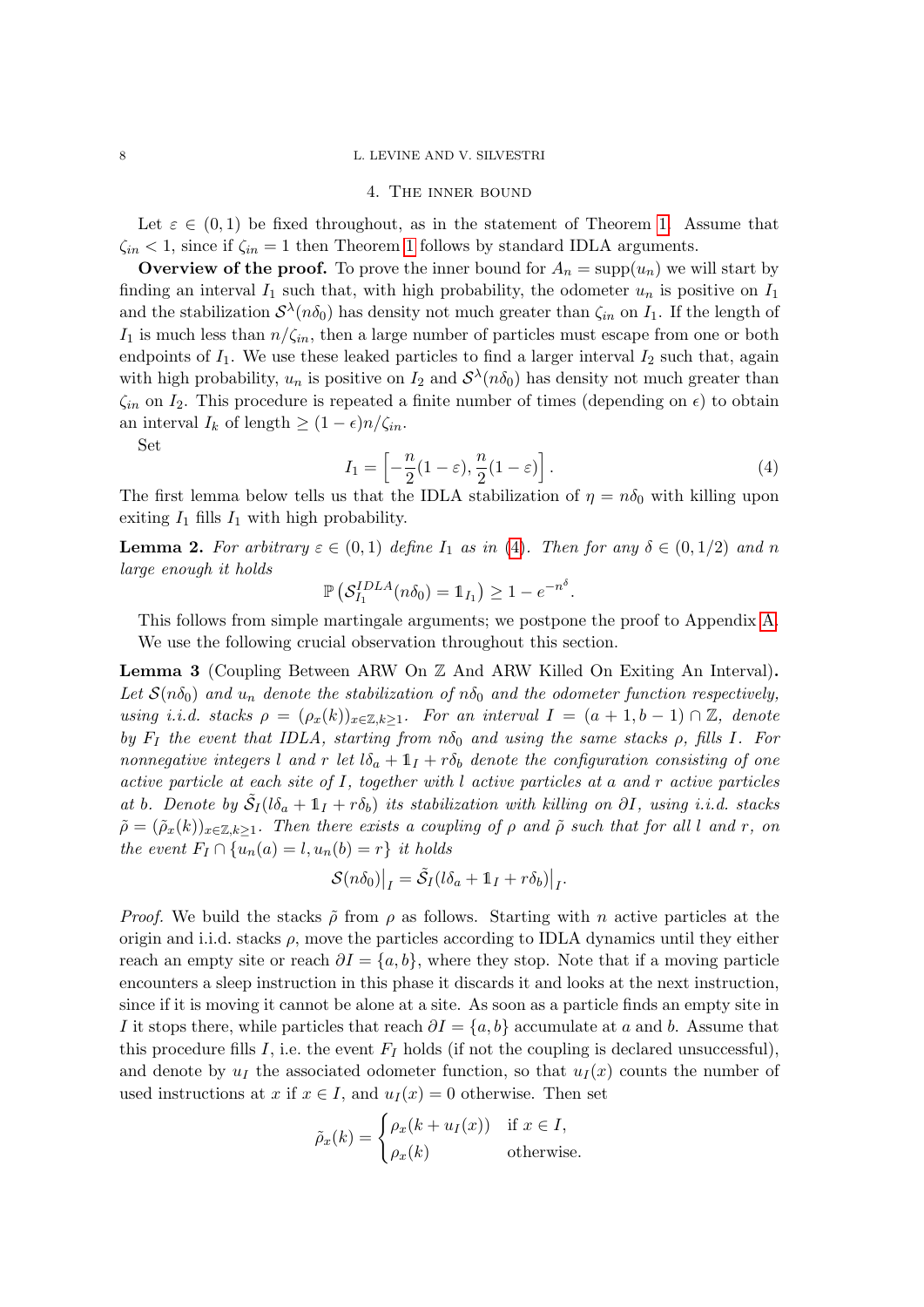## 4. The inner bound

Let $\varepsilon \in (0,1)$ be fixed throughout, as in the statement of Theorem 1. Assume that $\zeta_{in} < 1$, since if $\zeta_{in} = 1$ then Theorem 1 follows by standard IDLA arguments.

**Overview of the proof.** To prove the inner bound for $A_n = \text{supp}(u_n)$ we will start by finding an interval $I_1$ such that, with high probability, the odometer $u_n$ is positive on $I_1$ and the stabilization $\mathcal{S}^\lambda(n\delta_0)$ has density not much greater than $\zeta_{in}$ on $I_1$. If the length of $I_1$ is much less than $n/\zeta_{in}$, then a large number of particles must escape from one or both endpoints of $I_1$. We use these leaked particles to find a larger interval $I_2$ such that, again with high probability, $u_n$ is positive on $I_2$ and $\mathcal{S}^\lambda(n\delta_0)$ has density not much greater than $\zeta_{in}$ on $I_2$. This procedure is repeated a finite number of times (depending on $\epsilon$) to obtain an interval $I_k$ of length $\geq (1-\epsilon)n/\zeta_{in}$.

Set

$$I_1 = \left[ -\frac{n}{2}(1-\varepsilon), \frac{n}{2}(1-\varepsilon) \right]. \tag{4}$$

The first lemma below tells us that the IDLA stabilization of $\eta = n\delta_0$ with killing upon exiting $I_1$ fills $I_1$ with high probability.

**Lemma 2.** *For arbitrary $\varepsilon \in (0,1)$ define $I_1$ as in (4). Then for any $\delta \in (0,1/2)$ and $n$ large enough it holds*

$$\mathbb{P}\left( \mathcal{S}^{IDLA}_{I_1}(n\delta_0) = \mathbb{1}_{I_1} \right) \geq 1 - e^{-n^\delta}.$$

This follows from simple martingale arguments; we postpone the proof to Appendix A.

We use the following crucial observation throughout this section.

**Lemma 3** (Coupling Between ARW On $\mathbb{Z}$ And ARW Killed On Exiting An Interval)**.** *Let $\mathcal{S}(n\delta_0)$ and $u_n$ denote the stabilization of $n\delta_0$ and the odometer function respectively, using i.i.d. stacks $\rho = (\rho_x(k))_{x\in\mathbb{Z},k\geq 1}$. For an interval $I = (a+1, b-1) \cap \mathbb{Z}$, denote by $F_I$ the event that IDLA, starting from $n\delta_0$ and using the same stacks $\rho$, fills $I$. For nonnegative integers $l$ and $r$ let $l\delta_a + \mathbb{1}_I + r\delta_b$ denote the configuration consisting of one active particle at each site of $I$, together with $l$ active particles at $a$ and $r$ active particles at $b$. Denote by $\tilde{\mathcal{S}}_I(l\delta_a + \mathbb{1}_I + r\delta_b)$ its stabilization with killing on $\partial I$, using i.i.d. stacks $\tilde{\rho} = (\tilde{\rho}_x(k))_{x\in\mathbb{Z},k\geq 1}$. Then there exists a coupling of $\rho$ and $\tilde{\rho}$ such that for all $l$ and $r$, on the event $F_I \cap \{u_n(a) = l, u_n(b) = r\}$ it holds*

$$\mathcal{S}(n\delta_0)\big|_I = \tilde{\mathcal{S}}_I(l\delta_a + \mathbb{1}_I + r\delta_b)\big|_I.$$

*Proof.* We build the stacks $\tilde{\rho}$ from $\rho$ as follows. Starting with $n$ active particles at the origin and i.i.d. stacks $\rho$, move the particles according to IDLA dynamics until they either reach an empty site or reach $\partial I = \{a, b\}$, where they stop. Note that if a moving particle encounters a sleep instruction in this phase it discards it and looks at the next instruction, since if it is moving it cannot be alone at a site. As soon as a particle finds an empty site in $I$ it stops there, while particles that reach $\partial I = \{a, b\}$ accumulate at $a$ and $b$. Assume that this procedure fills $I$, i.e. the event $F_I$ holds (if not the coupling is declared unsuccessful), and denote by $u_I$ the associated odometer function, so that $u_I(x)$ counts the number of used instructions at $x$ if $x \in I$, and $u_I(x) = 0$ otherwise. Then set

$$\tilde{\rho}_x(k) = \begin{cases} \rho_x(k + u_I(x)) & \text{if } x \in I, \\ \rho_x(k) & \text{otherwise.} \end{cases}$$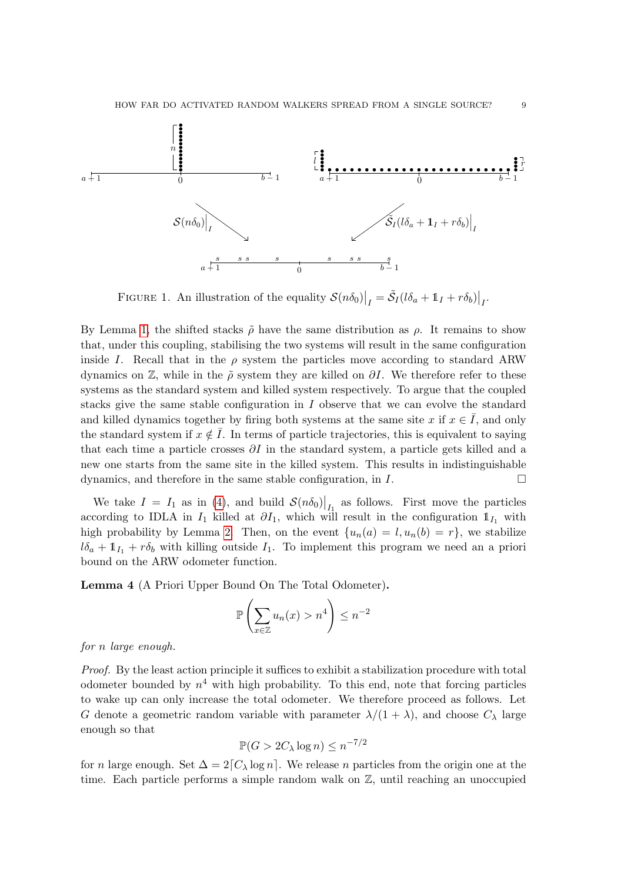a + 1

n

0

b − 1

l

a + 1

0

b − 1

r

$\mathcal{S}(n\delta_0)\big|_I$

$\tilde{\mathcal{S}}_I(l\delta_a + \mathbf{1}_I + r\delta_b)\big|_I$

s s s s s s s s

a + 1

0

b − 1

FIGURE 1. An illustration of the equality $\mathcal{S}(n\delta_0)\big|_I = \tilde{\mathcal{S}}_I(l\delta_a + \mathbb{1}_I + r\delta_b)\big|_I$.

By Lemma 1, the shifted stacks $\tilde{\rho}$ have the same distribution as $\rho$. It remains to show that, under this coupling, stabilising the two systems will result in the same configuration inside $I$. Recall that in the $\rho$ system the particles move according to standard ARW dynamics on $\mathbb{Z}$, while in the $\tilde{\rho}$ system they are killed on $\partial I$. We therefore refer to these systems as the standard system and killed system respectively. To argue that the coupled stacks give the same stable configuration in $I$ observe that we can evolve the standard and killed dynamics together by firing both systems at the same site $x$ if $x \in \bar{I}$, and only the standard system if $x \notin \bar{I}$. In terms of particle trajectories, this is equivalent to saying that each time a particle crosses $\partial I$ in the standard system, a particle gets killed and a new one starts from the same site in the killed system. This results in indistinguishable dynamics, and therefore in the same stable configuration, in $I$. □

We take $I = I_1$ as in (4), and build $\mathcal{S}(n\delta_0)\big|_{I_1}$ as follows. First move the particles according to IDLA in $I_1$ killed at $\partial I_1$, which will result in the configuration $\mathbb{1}_{I_1}$ with high probability by Lemma 2. Then, on the event $\{u_n(a) = l, u_n(b) = r\}$, we stabilize $l\delta_a + \mathbb{1}_{I_1} + r\delta_b$ with killing outside $I_1$. To implement this program we need an a priori bound on the ARW odometer function.

**Lemma 4** (A Priori Upper Bound On The Total Odometer)**.**

$$\mathbb{P}\left(\sum_{x\in\mathbb{Z}} u_n(x) > n^4\right) \leq n^{-2}$$

*for n large enough.*

*Proof.* By the least action principle it suffices to exhibit a stabilization procedure with total odometer bounded by $n^4$ with high probability. To this end, note that forcing particles to wake up can only increase the total odometer. We therefore proceed as follows. Let $G$ denote a geometric random variable with parameter $\lambda/(1+\lambda)$, and choose $C_\lambda$ large enough so that

$$\mathbb{P}(G > 2C_\lambda \log n) \leq n^{-7/2}$$

for $n$ large enough. Set $\Delta = 2\lceil C_\lambda \log n \rceil$. We release $n$ particles from the origin one at the time. Each particle performs a simple random walk on $\mathbb{Z}$, until reaching an unoccupied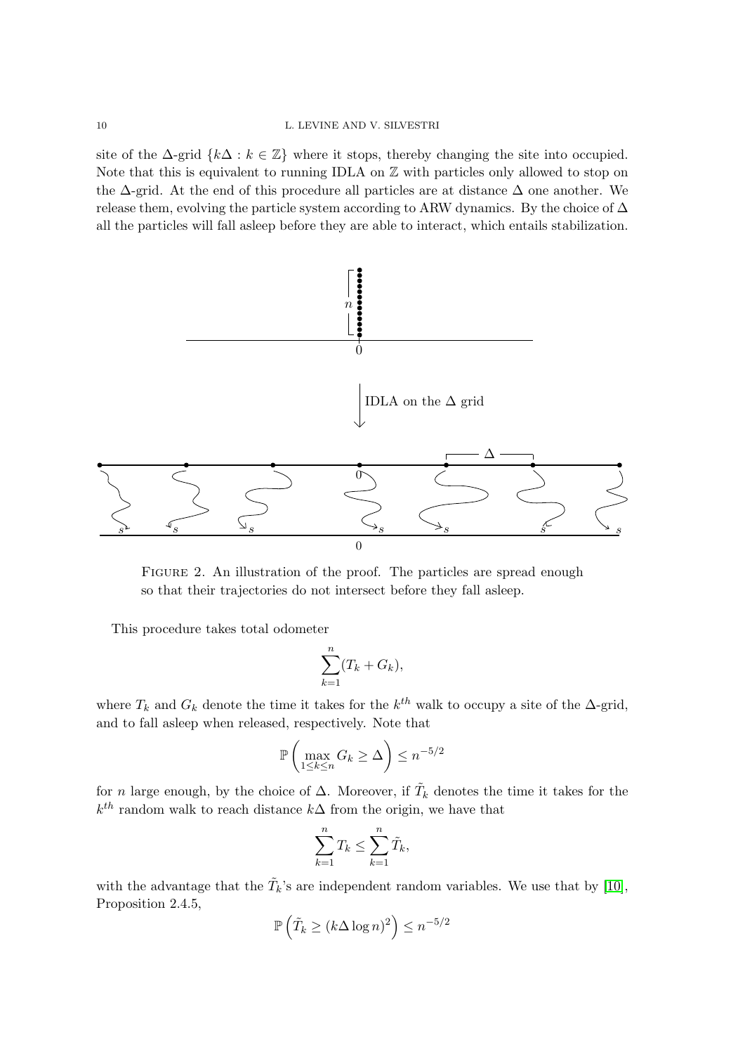site of the $\Delta$-grid $\{k\Delta : k \in \mathbb{Z}\}$ where it stops, thereby changing the site into occupied. Note that this is equivalent to running IDLA on $\mathbb{Z}$ with particles only allowed to stop on the $\Delta$-grid. At the end of this procedure all particles are at distance $\Delta$ one another. We release them, evolving the particle system according to ARW dynamics. By the choice of $\Delta$ all the particles will fall asleep before they are able to interact, which entails stabilization.

n

0

IDLA on the $\Delta$ grid

$\Delta$

0

s s s s s s s

0

FIGURE 2. An illustration of the proof. The particles are spread enough so that their trajectories do not intersect before they fall asleep.

This procedure takes total odometer

$$\sum_{k=1}^{n} (T_k + G_k),$$

where $T_k$ and $G_k$ denote the time it takes for the $k^{th}$ walk to occupy a site of the $\Delta$-grid, and to fall asleep when released, respectively. Note that

$$\mathbb{P}\left( \max_{1 \leq k \leq n} G_k \geq \Delta \right) \leq n^{-5/2}$$

for $n$ large enough, by the choice of $\Delta$. Moreover, if $\tilde{T}_k$ denotes the time it takes for the $k^{th}$ random walk to reach distance $k\Delta$ from the origin, we have that

$$\sum_{k=1}^{n} T_k \leq \sum_{k=1}^{n} \tilde{T}_k,$$

with the advantage that the $\tilde{T}_k$'s are independent random variables. We use that by [10], Proposition 2.4.5,

$$\mathbb{P}\left( \tilde{T}_k \geq (k\Delta \log n)^2 \right) \leq n^{-5/2}$$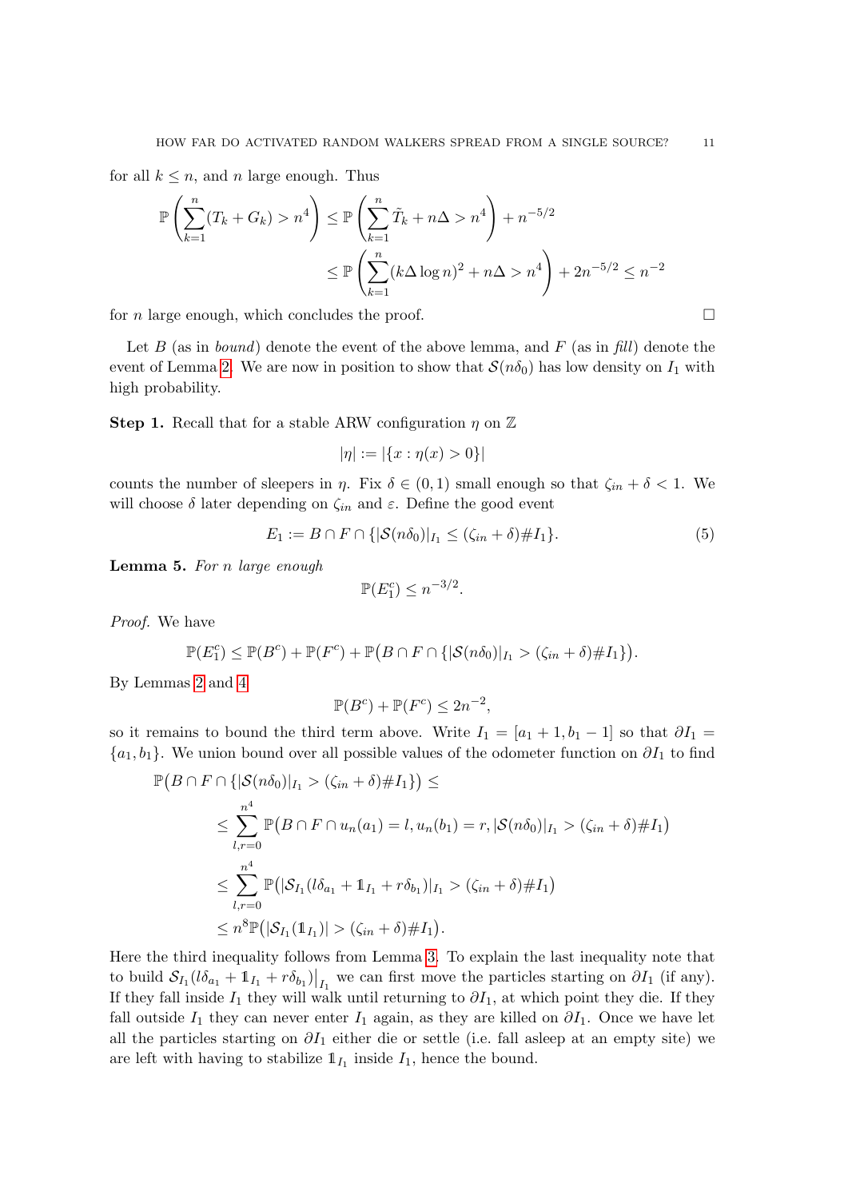for all $k \leq n$, and $n$ large enough. Thus

$$\mathbb{P}\left(\sum_{k=1}^{n}(T_k + G_k) > n^4\right) \leq \mathbb{P}\left(\sum_{k=1}^{n}\tilde{T}_k + n\Delta > n^4\right) + n^{-5/2}$$
$$\leq \mathbb{P}\left(\sum_{k=1}^{n}(k\Delta \log n)^2 + n\Delta > n^4\right) + 2n^{-5/2} \leq n^{-2}$$

for $n$ large enough, which concludes the proof. □

Let $B$ (as in *bound*) denote the event of the above lemma, and $F$ (as in *fill*) denote the event of Lemma 2. We are now in position to show that $\mathcal{S}(n\delta_0)$ has low density on $I_1$ with high probability.

**Step 1.** Recall that for a stable ARW configuration $\eta$ on $\mathbb{Z}$

$$|\eta| := |\{x : \eta(x) > 0\}|$$

counts the number of sleepers in $\eta$. Fix $\delta \in (0, 1)$ small enough so that $\zeta_{in} + \delta < 1$. We will choose $\delta$ later depending on $\zeta_{in}$ and $\varepsilon$. Define the good event

$$E_1 := B \cap F \cap \{|\mathcal{S}(n\delta_0)|_{I_1} \leq (\zeta_{in} + \delta)\#I_1\}. \tag{5}$$

**Lemma 5.** *For $n$ large enough*

$$\mathbb{P}(E_1^c) \leq n^{-3/2}.$$

*Proof.* We have

$$\mathbb{P}(E_1^c) \leq \mathbb{P}(B^c) + \mathbb{P}(F^c) + \mathbb{P}\big(B \cap F \cap \{|\mathcal{S}(n\delta_0)|_{I_1} > (\zeta_{in} + \delta)\#I_1\}\big).$$

By Lemmas 2 and 4

$$\mathbb{P}(B^c) + \mathbb{P}(F^c) \leq 2n^{-2},$$

so it remains to bound the third term above. Write $I_1 = [a_1 + 1, b_1 - 1]$ so that $\partial I_1 = \{a_1, b_1\}$. We union bound over all possible values of the odometer function on $\partial I_1$ to find

$$\mathbb{P}\big(B \cap F \cap \{|\mathcal{S}(n\delta_0)|_{I_1} > (\zeta_{in} + \delta)\#I_1\}\big) \leq$$
$$\leq \sum_{l,r=0}^{n^4} \mathbb{P}\big(B \cap F \cap u_n(a_1) = l, u_n(b_1) = r, |\mathcal{S}(n\delta_0)|_{I_1} > (\zeta_{in} + \delta)\#I_1\big)$$
$$\leq \sum_{l,r=0}^{n^4} \mathbb{P}\big(|\mathcal{S}_{I_1}(l\delta_{a_1} + \mathbb{1}_{I_1} + r\delta_{b_1})|_{I_1} > (\zeta_{in} + \delta)\#I_1\big)$$
$$\leq n^8 \mathbb{P}\big(|\mathcal{S}_{I_1}(\mathbb{1}_{I_1})| > (\zeta_{in} + \delta)\#I_1\big).$$

Here the third inequality follows from Lemma 3. To explain the last inequality note that to build $\mathcal{S}_{I_1}(l\delta_{a_1} + \mathbb{1}_{I_1} + r\delta_{b_1})\big|_{I_1}$ we can first move the particles starting on $\partial I_1$ (if any). If they fall inside $I_1$ they will walk until returning to $\partial I_1$, at which point they die. If they fall outside $I_1$ they can never enter $I_1$ again, as they are killed on $\partial I_1$. Once we have let all the particles starting on $\partial I_1$ either die or settle (i.e. fall asleep at an empty site) we are left with having to stabilize $\mathbb{1}_{I_1}$ inside $I_1$, hence the bound.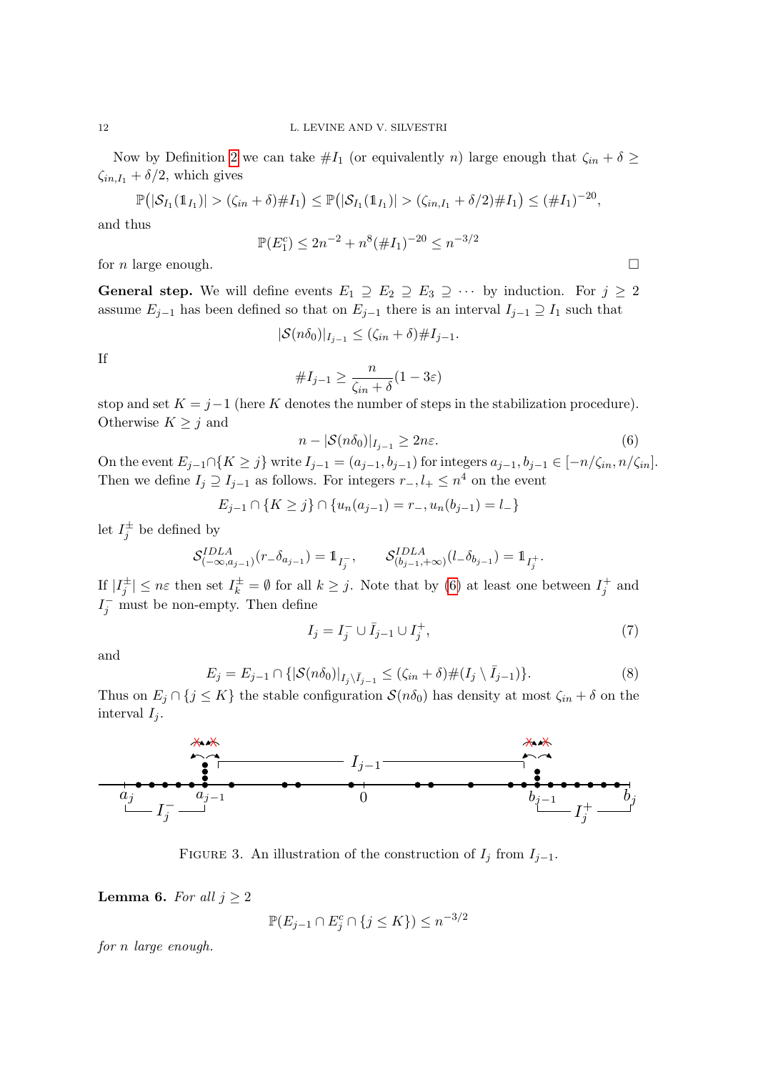Now by Definition 2 we can take $\#I_1$ (or equivalently $n$) large enough that $\zeta_{in} + \delta \geq \zeta_{in,I_1} + \delta/2$, which gives

$$\mathbb{P}\big(|\mathcal{S}_{I_1}(\mathbb{1}_{I_1})| > (\zeta_{in} + \delta)\#I_1\big) \leq \mathbb{P}\big(|\mathcal{S}_{I_1}(\mathbb{1}_{I_1})| > (\zeta_{in,I_1} + \delta/2)\#I_1\big) \leq (\#I_1)^{-20},$$

and thus

$$\mathbb{P}(E_1^c) \leq 2n^{-2} + n^8(\#I_1)^{-20} \leq n^{-3/2}$$

for $n$ large enough. □

**General step.** We will define events $E_1 \supseteq E_2 \supseteq E_3 \supseteq \cdots$ by induction. For $j \geq 2$ assume $E_{j-1}$ has been defined so that on $E_{j-1}$ there is an interval $I_{j-1} \supseteq I_1$ such that

$$|\mathcal{S}(n\delta_0)|_{I_{j-1}} \leq (\zeta_{in} + \delta)\#I_{j-1}.$$

If

$$\#I_{j-1} \geq \frac{n}{\zeta_{in} + \delta}(1 - 3\varepsilon)$$

stop and set $K = j-1$ (here $K$ denotes the number of steps in the stabilization procedure). Otherwise $K \geq j$ and

$$n - |\mathcal{S}(n\delta_0)|_{I_{j-1}} \geq 2n\varepsilon. \tag{6}$$

On the event $E_{j-1} \cap \{K \geq j\}$ write $I_{j-1} = (a_{j-1}, b_{j-1})$ for integers $a_{j-1}, b_{j-1} \in [-n/\zeta_{in}, n/\zeta_{in}]$. Then we define $I_j \supseteq I_{j-1}$ as follows. For integers $r_-, l_+ \leq n^4$ on the event

$$E_{j-1} \cap \{K \geq j\} \cap \{u_n(a_{j-1}) = r_-, u_n(b_{j-1}) = l_-\}$$

let $I_j^{\pm}$ be defined by

$$\mathcal{S}^{IDLA}_{(-\infty, a_{j-1})}(r_-\delta_{a_{j-1}}) = \mathbb{1}_{I_j^-}, \qquad \mathcal{S}^{IDLA}_{(b_{j-1}, +\infty)}(l_-\delta_{b_{j-1}}) = \mathbb{1}_{I_j^+}.$$

If $|I_j^{\pm}| \leq n\varepsilon$ then set $I_k^{\pm} = \emptyset$ for all $k \geq j$. Note that by (6) at least one between $I_j^+$ and $I_j^-$ must be non-empty. Then define

$$I_j = I_j^- \cup \bar{I}_{j-1} \cup I_j^+, \tag{7}$$

and

$$E_j = E_{j-1} \cap \{|\mathcal{S}(n\delta_0)|_{I_j \setminus \bar{I}_{j-1}} \leq (\zeta_{in} + \delta)\#(I_j \setminus \bar{I}_{j-1})\}. \tag{8}$$

Thus on $E_j \cap \{j \leq K\}$ the stable configuration $\mathcal{S}(n\delta_0)$ has density at most $\zeta_{in} + \delta$ on the interval $I_j$.

$a_j$ $a_{j-1}$ $I_{j-1}$ $0$ $b_{j-1}$ $b_j$ $I_j^-$ $I_j^+$

FIGURE 3. An illustration of the construction of $I_j$ from $I_{j-1}$.

**Lemma 6.** *For all $j \geq 2$*

$$\mathbb{P}(E_{j-1} \cap E_j^c \cap \{j \leq K\}) \leq n^{-3/2}$$

*for $n$ large enough.*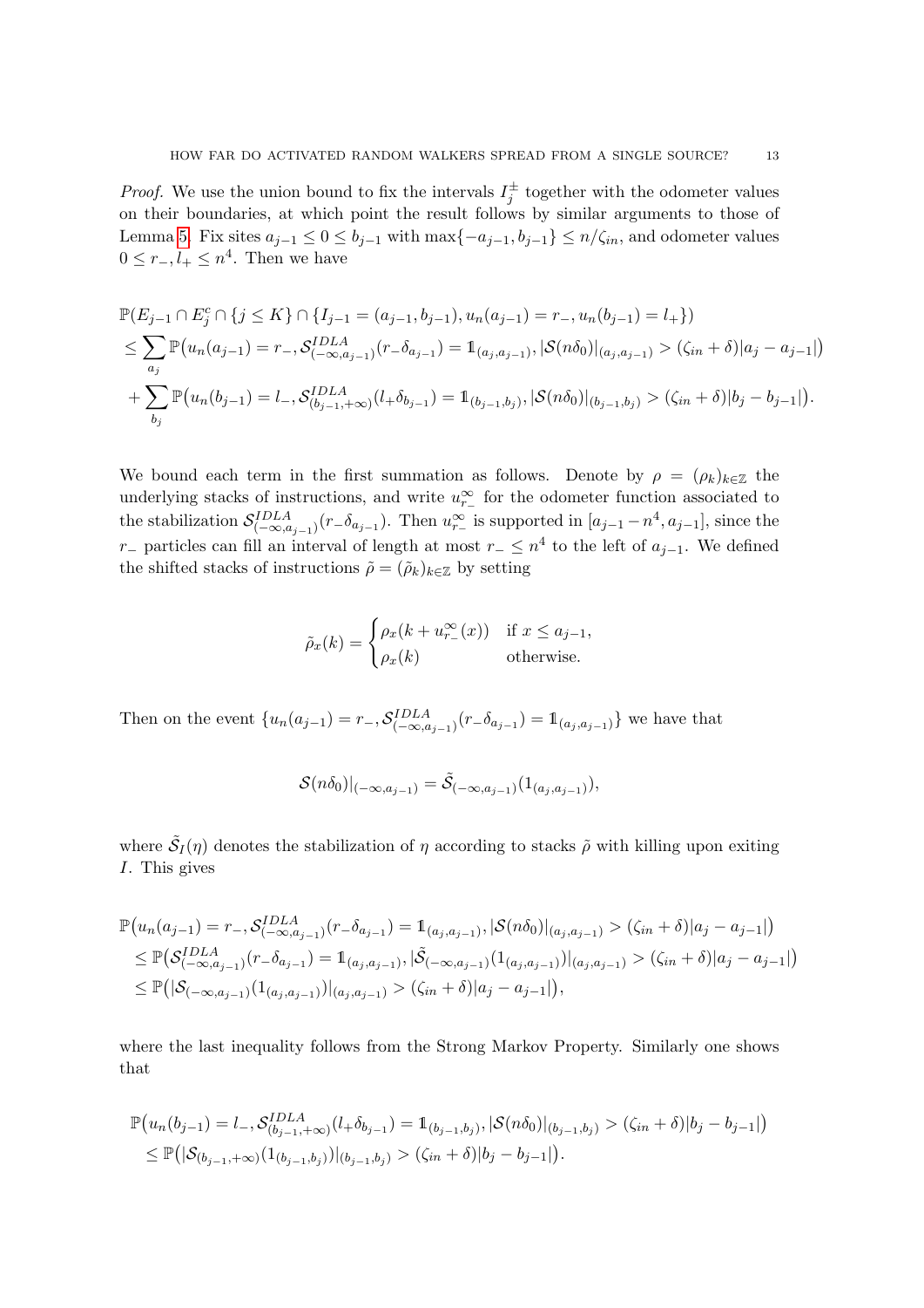*Proof.* We use the union bound to fix the intervals $I_j^{\pm}$ together with the odometer values on their boundaries, at which point the result follows by similar arguments to those of Lemma 5. Fix sites $a_{j-1} \le 0 \le b_{j-1}$ with $\max\{-a_{j-1}, b_{j-1}\} \le n/\zeta_{in}$, and odometer values $0 \le r_-, l_+ \le n^4$. Then we have

$$
\begin{aligned}
&\mathbb{P}(E_{j-1} \cap E_j^c \cap \{j \le K\} \cap \{I_{j-1} = (a_{j-1}, b_{j-1}), u_n(a_{j-1}) = r_-, u_n(b_{j-1}) = l_+\}) \\
&\le \sum_{a_j} \mathbb{P}\big(u_n(a_{j-1}) = r_-, \mathcal{S}^{IDLA}_{(-\infty, a_{j-1})}(r_- \delta_{a_{j-1}}) = \mathbb{1}_{(a_j, a_{j-1})}, |\mathcal{S}(n\delta_0)|_{(a_j, a_{j-1})} > (\zeta_{in} + \delta)|a_j - a_{j-1}|\big) \\
&+ \sum_{b_j} \mathbb{P}\big(u_n(b_{j-1}) = l_-, \mathcal{S}^{IDLA}_{(b_{j-1}, +\infty)}(l_+ \delta_{b_{j-1}}) = \mathbb{1}_{(b_{j-1}, b_j)}, |\mathcal{S}(n\delta_0)|_{(b_{j-1}, b_j)} > (\zeta_{in} + \delta)|b_j - b_{j-1}|\big).
\end{aligned}
$$

We bound each term in the first summation as follows. Denote by $\rho = (\rho_k)_{k \in \mathbb{Z}}$ the underlying stacks of instructions, and write $u^\infty_{r_-}$ for the odometer function associated to the stabilization $\mathcal{S}^{IDLA}_{(-\infty, a_{j-1})}(r_- \delta_{a_{j-1}})$. Then $u^\infty_{r_-}$ is supported in $[a_{j-1} - n^4, a_{j-1}]$, since the $r_-$ particles can fill an interval of length at most $r_- \le n^4$ to the left of $a_{j-1}$. We defined the shifted stacks of instructions $\tilde{\rho} = (\tilde{\rho}_k)_{k \in \mathbb{Z}}$ by setting

$$
\tilde{\rho}_x(k) = \begin{cases} \rho_x(k + u^\infty_{r_-}(x)) & \text{if } x \le a_{j-1}, \\ \rho_x(k) & \text{otherwise.} \end{cases}
$$

Then on the event $\{u_n(a_{j-1}) = r_-, \mathcal{S}^{IDLA}_{(-\infty, a_{j-1})}(r_- \delta_{a_{j-1}}) = \mathbb{1}_{(a_j, a_{j-1})}\}$ we have that

$$
\mathcal{S}(n\delta_0)|_{(-\infty, a_{j-1})} = \tilde{\mathcal{S}}_{(-\infty, a_{j-1})}(1_{(a_j, a_{j-1})}),
$$

where $\tilde{\mathcal{S}}_I(\eta)$ denotes the stabilization of $\eta$ according to stacks $\tilde{\rho}$ with killing upon exiting $I$. This gives

$$
\begin{aligned}
&\mathbb{P}\big(u_n(a_{j-1}) = r_-, \mathcal{S}^{IDLA}_{(-\infty, a_{j-1})}(r_- \delta_{a_{j-1}}) = \mathbb{1}_{(a_j, a_{j-1})}, |\mathcal{S}(n\delta_0)|_{(a_j, a_{j-1})} > (\zeta_{in} + \delta)|a_j - a_{j-1}|\big) \\
&\le \mathbb{P}\big(\mathcal{S}^{IDLA}_{(-\infty, a_{j-1})}(r_- \delta_{a_{j-1}}) = \mathbb{1}_{(a_j, a_{j-1})}, |\tilde{\mathcal{S}}_{(-\infty, a_{j-1})}(1_{(a_j, a_{j-1})})|_{(a_j, a_{j-1})} > (\zeta_{in} + \delta)|a_j - a_{j-1}|\big) \\
&\le \mathbb{P}\big(|\mathcal{S}_{(-\infty, a_{j-1})}(1_{(a_j, a_{j-1})})|_{(a_j, a_{j-1})} > (\zeta_{in} + \delta)|a_j - a_{j-1}|\big),
\end{aligned}
$$

where the last inequality follows from the Strong Markov Property. Similarly one shows that

$$
\begin{aligned}
&\mathbb{P}\big(u_n(b_{j-1}) = l_-, \mathcal{S}^{IDLA}_{(b_{j-1}, +\infty)}(l_+ \delta_{b_{j-1}}) = \mathbb{1}_{(b_{j-1}, b_j)}, |\mathcal{S}(n\delta_0)|_{(b_{j-1}, b_j)} > (\zeta_{in} + \delta)|b_j - b_{j-1}|\big) \\
&\le \mathbb{P}\big(|\mathcal{S}_{(b_{j-1}, +\infty)}(1_{(b_{j-1}, b_j)})|_{(b_{j-1}, b_j)} > (\zeta_{in} + \delta)|b_j - b_{j-1}|\big).
\end{aligned}
$$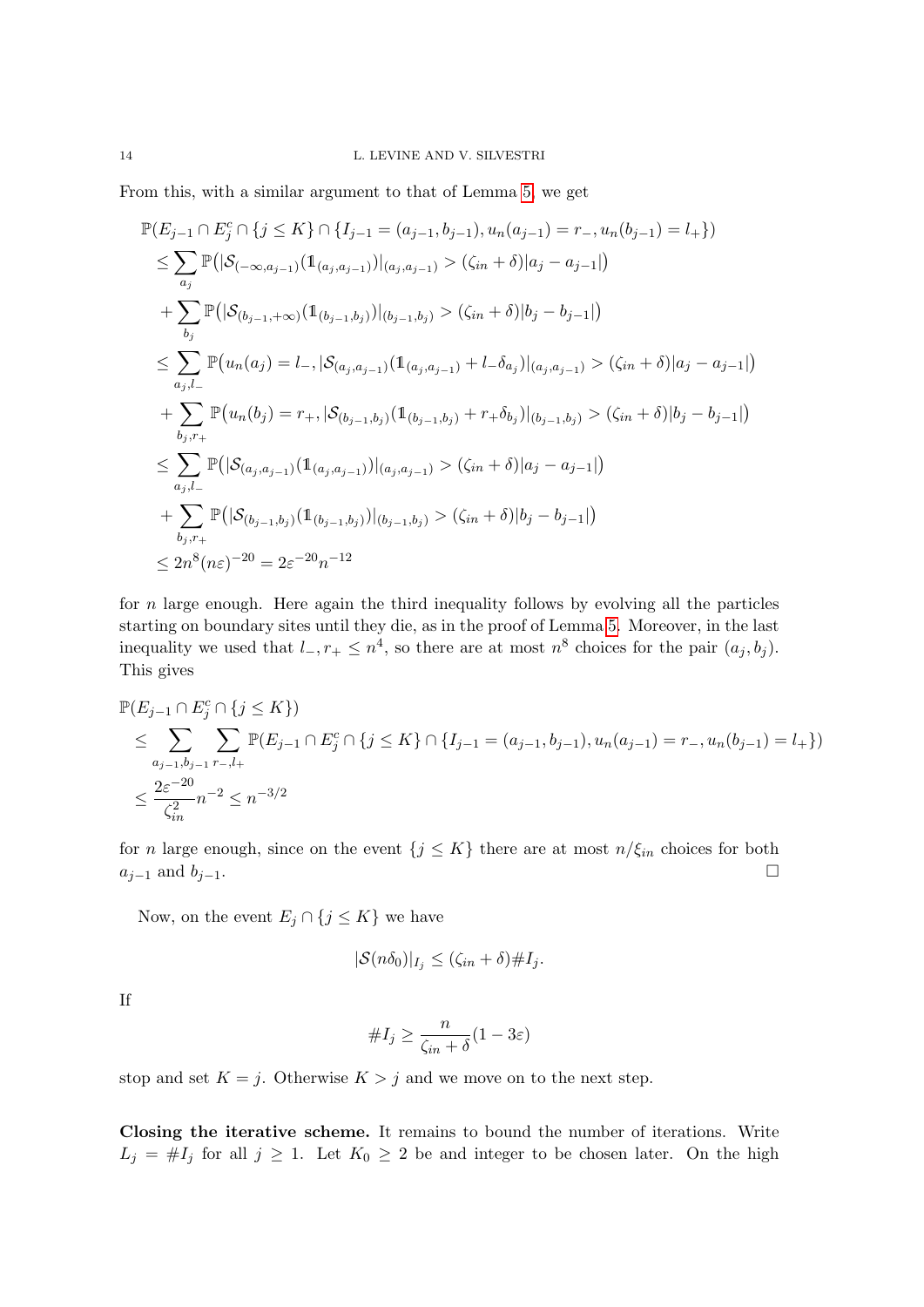From this, with a similar argument to that of Lemma 5, we get

$$
\begin{aligned}
&\mathbb{P}(E_{j-1} \cap E_j^c \cap \{j \le K\} \cap \{I_{j-1} = (a_{j-1}, b_{j-1}), u_n(a_{j-1}) = r_-, u_n(b_{j-1}) = l_+\}) \\
&\le \sum_{a_j} \mathbb{P}\big(|\mathcal{S}_{(-\infty, a_{j-1})}(\mathbb{1}_{(a_j, a_{j-1})})|_{(a_j, a_{j-1})} > (\zeta_{in} + \delta)|a_j - a_{j-1}|\big) \\
&\quad + \sum_{b_j} \mathbb{P}\big(|\mathcal{S}_{(b_{j-1}, +\infty)}(\mathbb{1}_{(b_{j-1}, b_j)})|_{(b_{j-1}, b_j)} > (\zeta_{in} + \delta)|b_j - b_{j-1}|\big) \\
&\le \sum_{a_j, l_-} \mathbb{P}\big(u_n(a_j) = l_-, |\mathcal{S}_{(a_j, a_{j-1})}(\mathbb{1}_{(a_j, a_{j-1})} + l_- \delta_{a_j})|_{(a_j, a_{j-1})} > (\zeta_{in} + \delta)|a_j - a_{j-1}|\big) \\
&\quad + \sum_{b_j, r_+} \mathbb{P}\big(u_n(b_j) = r_+, |\mathcal{S}_{(b_{j-1}, b_j)}(\mathbb{1}_{(b_{j-1}, b_j)} + r_+ \delta_{b_j})|_{(b_{j-1}, b_j)} > (\zeta_{in} + \delta)|b_j - b_{j-1}|\big) \\
&\le \sum_{a_j, l_-} \mathbb{P}\big(|\mathcal{S}_{(a_j, a_{j-1})}(\mathbb{1}_{(a_j, a_{j-1})})|_{(a_j, a_{j-1})} > (\zeta_{in} + \delta)|a_j - a_{j-1}|\big) \\
&\quad + \sum_{b_j, r_+} \mathbb{P}\big(|\mathcal{S}_{(b_{j-1}, b_j)}(\mathbb{1}_{(b_{j-1}, b_j)})|_{(b_{j-1}, b_j)} > (\zeta_{in} + \delta)|b_j - b_{j-1}|\big) \\
&\le 2n^8 (n\varepsilon)^{-20} = 2\varepsilon^{-20} n^{-12}
\end{aligned}
$$

for $n$ large enough. Here again the third inequality follows by evolving all the particles starting on boundary sites until they die, as in the proof of Lemma 5. Moreover, in the last inequality we used that $l_-, r_+ \le n^4$, so there are at most $n^8$ choices for the pair $(a_j, b_j)$. This gives

$$
\begin{aligned}
&\mathbb{P}(E_{j-1} \cap E_j^c \cap \{j \le K\}) \\
&\le \sum_{a_{j-1}, b_{j-1}} \sum_{r_-, l_+} \mathbb{P}(E_{j-1} \cap E_j^c \cap \{j \le K\} \cap \{I_{j-1} = (a_{j-1}, b_{j-1}), u_n(a_{j-1}) = r_-, u_n(b_{j-1}) = l_+\}) \\
&\le \frac{2\varepsilon^{-20}}{\zeta_{in}^2} n^{-2} \le n^{-3/2}
\end{aligned}
$$

for $n$ large enough, since on the event $\{j \le K\}$ there are at most $n/\xi_{in}$ choices for both $a_{j-1}$ and $b_{j-1}$. □

Now, on the event $E_j \cap \{j \le K\}$ we have

$$
|\mathcal{S}(n\delta_0)|_{I_j} \le (\zeta_{in} + \delta)\#I_j.
$$

If

$$
\#I_j \ge \frac{n}{\zeta_{in} + \delta}(1 - 3\varepsilon)
$$

stop and set $K = j$. Otherwise $K > j$ and we move on to the next step.

**Closing the iterative scheme.** It remains to bound the number of iterations. Write $L_j = \#I_j$ for all $j \ge 1$. Let $K_0 \ge 2$ be and integer to be chosen later. On the high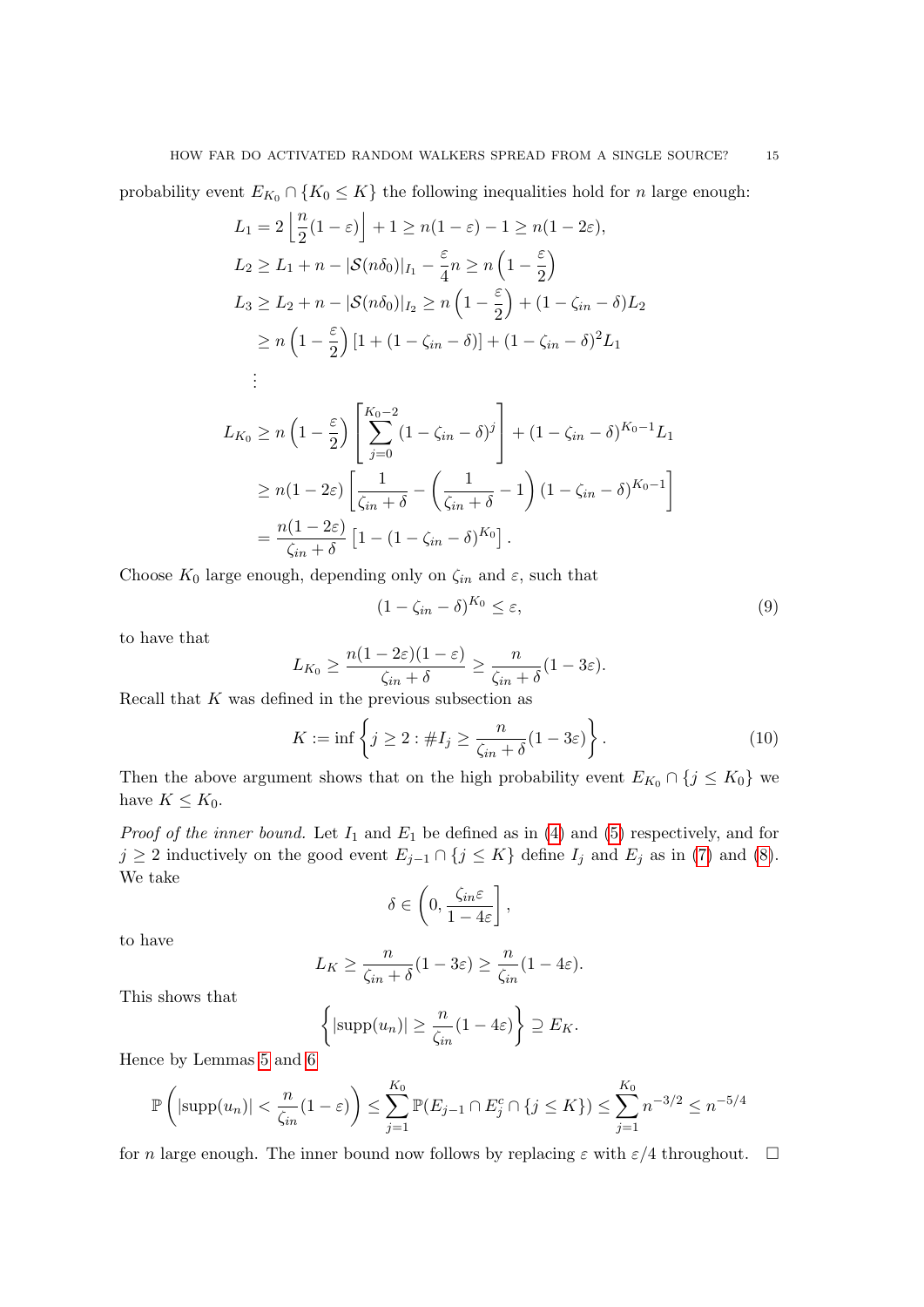probability event $E_{K_0} \cap \{K_0 \le K\}$ the following inequalities hold for $n$ large enough:

$$
\begin{aligned}
L_1 &= 2\left\lfloor \frac{n}{2}(1-\varepsilon) \right\rfloor + 1 \ge n(1-\varepsilon) - 1 \ge n(1-2\varepsilon), \\
L_2 &\ge L_1 + n - |\mathcal{S}(n\delta_0)|_{I_1} - \frac{\varepsilon}{4} n \ge n\left(1 - \frac{\varepsilon}{2}\right) \\
L_3 &\ge L_2 + n - |\mathcal{S}(n\delta_0)|_{I_2} \ge n\left(1 - \frac{\varepsilon}{2}\right) + (1 - \zeta_{in} - \delta) L_2 \\
&\ge n\left(1 - \frac{\varepsilon}{2}\right)[1 + (1 - \zeta_{in} - \delta)] + (1 - \zeta_{in} - \delta)^2 L_1 \\
&\vdots \\
L_{K_0} &\ge n\left(1 - \frac{\varepsilon}{2}\right)\left[\sum_{j=0}^{K_0 - 2} (1 - \zeta_{in} - \delta)^j\right] + (1 - \zeta_{in} - \delta)^{K_0 - 1} L_1 \\
&\ge n(1-2\varepsilon)\left[\frac{1}{\zeta_{in} + \delta} - \left(\frac{1}{\zeta_{in} + \delta} - 1\right)(1 - \zeta_{in} - \delta)^{K_0 - 1}\right] \\
&= \frac{n(1-2\varepsilon)}{\zeta_{in} + \delta}\left[1 - (1 - \zeta_{in} - \delta)^{K_0}\right].
\end{aligned}
$$

Choose $K_0$ large enough, depending only on $\zeta_{in}$ and $\varepsilon$, such that

$$
(1 - \zeta_{in} - \delta)^{K_0} \le \varepsilon, \tag{9}
$$

to have that

$$
L_{K_0} \ge \frac{n(1-2\varepsilon)(1-\varepsilon)}{\zeta_{in} + \delta} \ge \frac{n}{\zeta_{in} + \delta}(1 - 3\varepsilon).
$$

Recall that $K$ was defined in the previous subsection as

$$
K := \inf\left\{ j \ge 2 : \# I_j \ge \frac{n}{\zeta_{in} + \delta}(1 - 3\varepsilon) \right\}. \tag{10}
$$

Then the above argument shows that on the high probability event $E_{K_0} \cap \{j \le K_0\}$ we have $K \le K_0$.

*Proof of the inner bound.* Let $I_1$ and $E_1$ be defined as in (4) and (5) respectively, and for $j \ge 2$ inductively on the good event $E_{j-1} \cap \{j \le K\}$ define $I_j$ and $E_j$ as in (7) and (8). We take

$$
\delta \in \left(0, \frac{\zeta_{in}\varepsilon}{1 - 4\varepsilon}\right],
$$

to have

$$
L_K \ge \frac{n}{\zeta_{in} + \delta}(1 - 3\varepsilon) \ge \frac{n}{\zeta_{in}}(1 - 4\varepsilon).
$$

This shows that

$$
\left\{ |\mathrm{supp}(u_n)| \ge \frac{n}{\zeta_{in}}(1 - 4\varepsilon) \right\} \supseteq E_K.
$$

Hence by Lemmas 5 and 6

$$
\mathbb{P}\left( |\mathrm{supp}(u_n)| < \frac{n}{\zeta_{in}}(1 - \varepsilon) \right) \le \sum_{j=1}^{K_0} \mathbb{P}(E_{j-1} \cap E_j^c \cap \{j \le K\}) \le \sum_{j=1}^{K_0} n^{-3/2} \le n^{-5/4}
$$

for $n$ large enough. The inner bound now follows by replacing $\varepsilon$ with $\varepsilon/4$ throughout. $\square$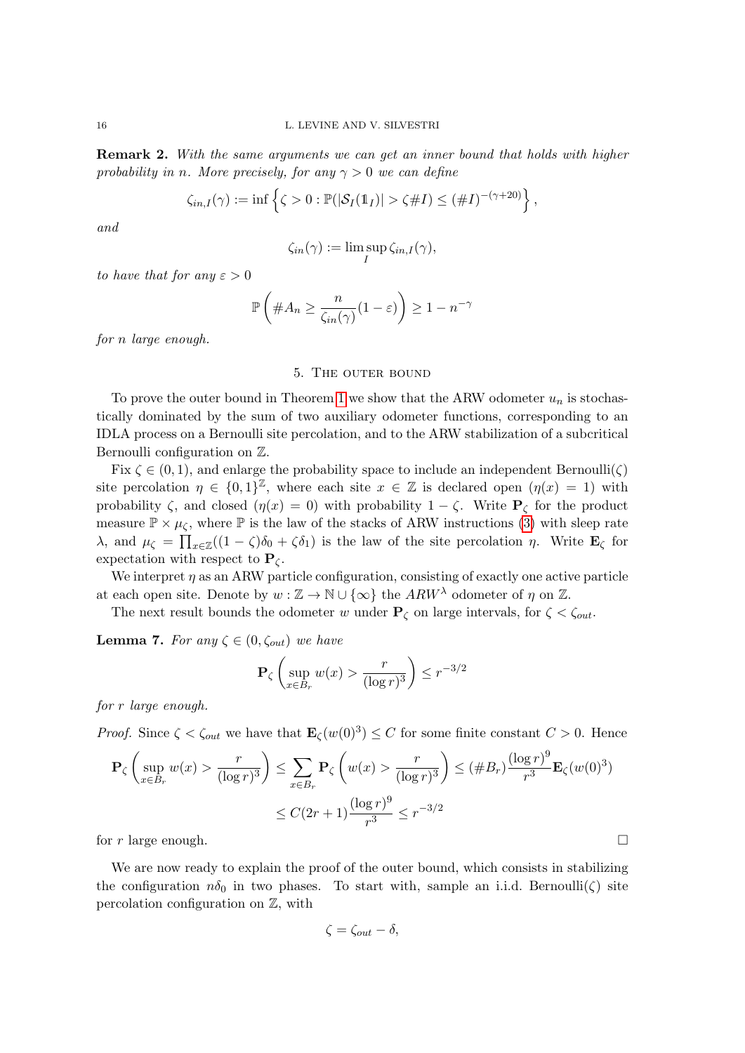**Remark 2.** *With the same arguments we can get an inner bound that holds with higher probability in $n$. More precisely, for any $\gamma > 0$ we can define*

$$\zeta_{in,I}(\gamma) := \inf\left\{\zeta > 0 : \mathbb{P}(|\mathcal{S}_I(\mathbb{1}_I)| > \zeta \# I) \le (\# I)^{-(\gamma+20)}\right\},$$

*and*

$$\zeta_{in}(\gamma) := \limsup_I \zeta_{in,I}(\gamma),$$

*to have that for any $\varepsilon > 0$*

$$\mathbb{P}\left(\# A_n \ge \frac{n}{\zeta_{in}(\gamma)}(1-\varepsilon)\right) \ge 1 - n^{-\gamma}$$

*for $n$ large enough.*

## 5. The outer bound

To prove the outer bound in Theorem 1 we show that the ARW odometer $u_n$ is stochastically dominated by the sum of two auxiliary odometer functions, corresponding to an IDLA process on a Bernoulli site percolation, and to the ARW stabilization of a subcritical Bernoulli configuration on $\mathbb{Z}$.

Fix $\zeta \in (0,1)$, and enlarge the probability space to include an independent Bernoulli($\zeta$) site percolation $\eta \in \{0,1\}^{\mathbb{Z}}$, where each site $x \in \mathbb{Z}$ is declared open ($\eta(x) = 1$) with probability $\zeta$, and closed ($\eta(x) = 0$) with probability $1-\zeta$. Write $\mathbf{P}_\zeta$ for the product measure $\mathbb{P} \times \mu_\zeta$, where $\mathbb{P}$ is the law of the stacks of ARW instructions (3) with sleep rate $\lambda$, and $\mu_\zeta = \prod_{x\in\mathbb{Z}}((1-\zeta)\delta_0 + \zeta\delta_1)$ is the law of the site percolation $\eta$. Write $\mathbf{E}_\zeta$ for expectation with respect to $\mathbf{P}_\zeta$.

We interpret $\eta$ as an ARW particle configuration, consisting of exactly one active particle at each open site. Denote by $w : \mathbb{Z} \to \mathbb{N} \cup \{\infty\}$ the $ARW^\lambda$ odometer of $\eta$ on $\mathbb{Z}$.

The next result bounds the odometer $w$ under $\mathbf{P}_\zeta$ on large intervals, for $\zeta < \zeta_{out}$.

**Lemma 7.** *For any $\zeta \in (0, \zeta_{out})$ we have*

$$\mathbf{P}_\zeta\left(\sup_{x\in B_r} w(x) > \frac{r}{(\log r)^3}\right) \le r^{-3/2}$$

*for $r$ large enough.*

*Proof.* Since $\zeta < \zeta_{out}$ we have that $\mathbf{E}_\zeta(w(0)^3) \le C$ for some finite constant $C > 0$. Hence

$$\mathbf{P}_\zeta\left(\sup_{x\in B_r} w(x) > \frac{r}{(\log r)^3}\right) \le \sum_{x\in B_r} \mathbf{P}_\zeta\left(w(x) > \frac{r}{(\log r)^3}\right) \le (\# B_r)\frac{(\log r)^9}{r^3}\mathbf{E}_\zeta(w(0)^3)$$
$$\le C(2r+1)\frac{(\log r)^9}{r^3} \le r^{-3/2}$$

for $r$ large enough. $\square$

We are now ready to explain the proof of the outer bound, which consists in stabilizing the configuration $n\delta_0$ in two phases. To start with, sample an i.i.d. Bernoulli($\zeta$) site percolation configuration on $\mathbb{Z}$, with

$$\zeta = \zeta_{out} - \delta,$$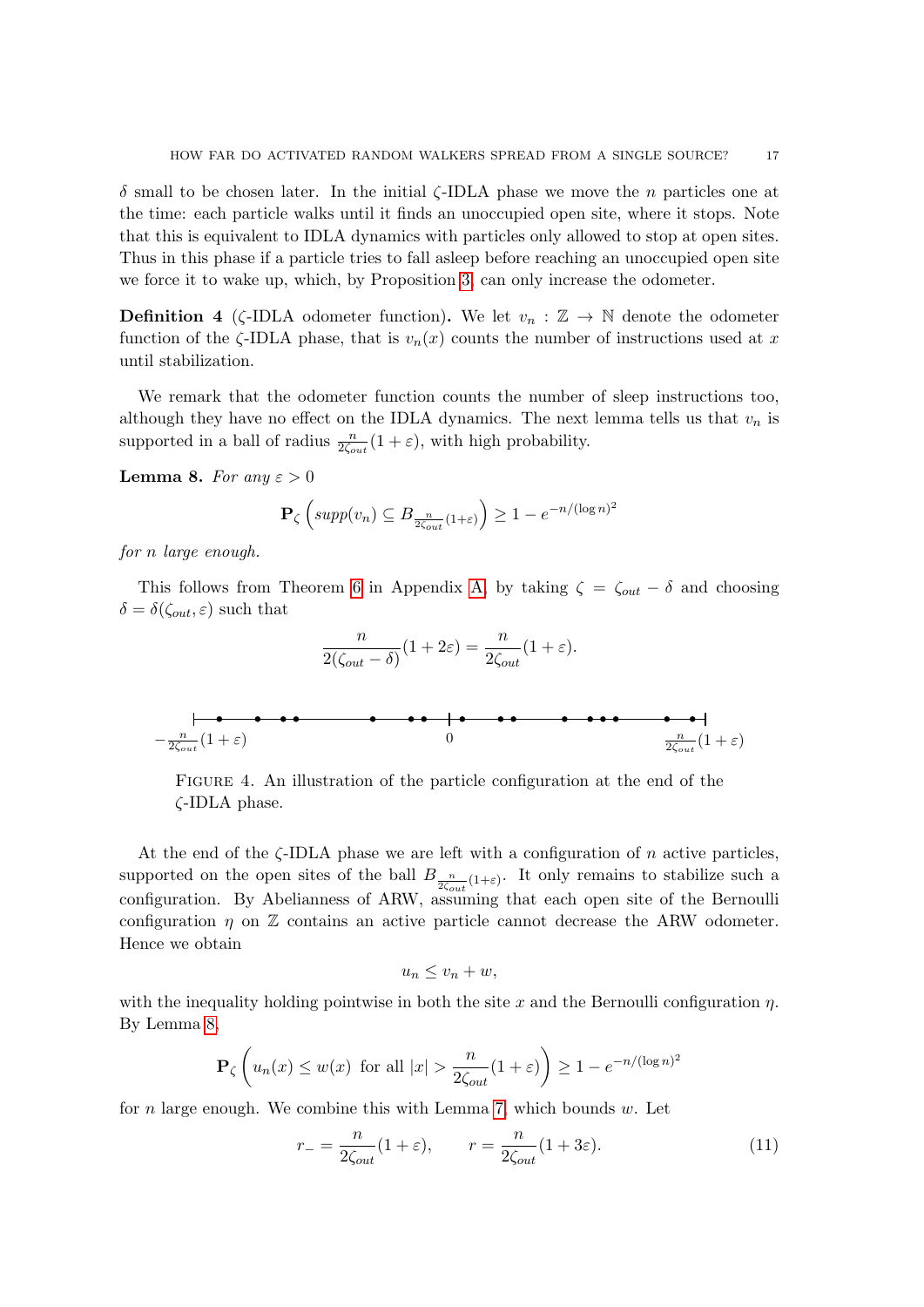$\delta$ small to be chosen later. In the initial $\zeta$-IDLA phase we move the $n$ particles one at the time: each particle walks until it finds an unoccupied open site, where it stops. Note that this is equivalent to IDLA dynamics with particles only allowed to stop at open sites. Thus in this phase if a particle tries to fall asleep before reaching an unoccupied open site we force it to wake up, which, by Proposition 3, can only increase the odometer.

**Definition 4** ($\zeta$-IDLA odometer function)**.** We let $v_n : \mathbb{Z} \to \mathbb{N}$ denote the odometer function of the $\zeta$-IDLA phase, that is $v_n(x)$ counts the number of instructions used at $x$ until stabilization.

We remark that the odometer function counts the number of sleep instructions too, although they have no effect on the IDLA dynamics. The next lemma tells us that $v_n$ is supported in a ball of radius $\frac{n}{2\zeta_{out}}(1+\varepsilon)$, with high probability.

**Lemma 8.** *For any* $\varepsilon > 0$

$$\mathbf{P}_\zeta \left( supp(v_n) \subseteq B_{\frac{n}{2\zeta_{out}}(1+\varepsilon)} \right) \geq 1 - e^{-n/(\log n)^2}$$

*for* $n$ *large enough.*

This follows from Theorem 6 in Appendix A by taking $\zeta = \zeta_{out} - \delta$ and choosing $\delta = \delta(\zeta_{out}, \varepsilon)$ such that

$$\frac{n}{2(\zeta_{out} - \delta)}(1 + 2\varepsilon) = \frac{n}{2\zeta_{out}}(1 + \varepsilon).$$

$-\frac{n}{2\zeta_{out}}(1+\varepsilon)$

$0$

$\frac{n}{2\zeta_{out}}(1+\varepsilon)$

Figure 4. An illustration of the particle configuration at the end of the $\zeta$-IDLA phase.

At the end of the $\zeta$-IDLA phase we are left with a configuration of $n$ active particles, supported on the open sites of the ball $B_{\frac{n}{2\zeta_{out}}(1+\varepsilon)}$. It only remains to stabilize such a configuration. By Abelianness of ARW, assuming that each open site of the Bernoulli configuration $\eta$ on $\mathbb{Z}$ contains an active particle cannot decrease the ARW odometer. Hence we obtain

$$u_n \leq v_n + w,$$

with the inequality holding pointwise in both the site $x$ and the Bernoulli configuration $\eta$. By Lemma 8,

$$\mathbf{P}_\zeta \left( u_n(x) \leq w(x) \text{ for all } |x| > \frac{n}{2\zeta_{out}}(1+\varepsilon) \right) \geq 1 - e^{-n/(\log n)^2}$$

for $n$ large enough. We combine this with Lemma 7, which bounds $w$. Let

$$r_- = \frac{n}{2\zeta_{out}}(1+\varepsilon), \qquad r = \frac{n}{2\zeta_{out}}(1+3\varepsilon). \tag{11}$$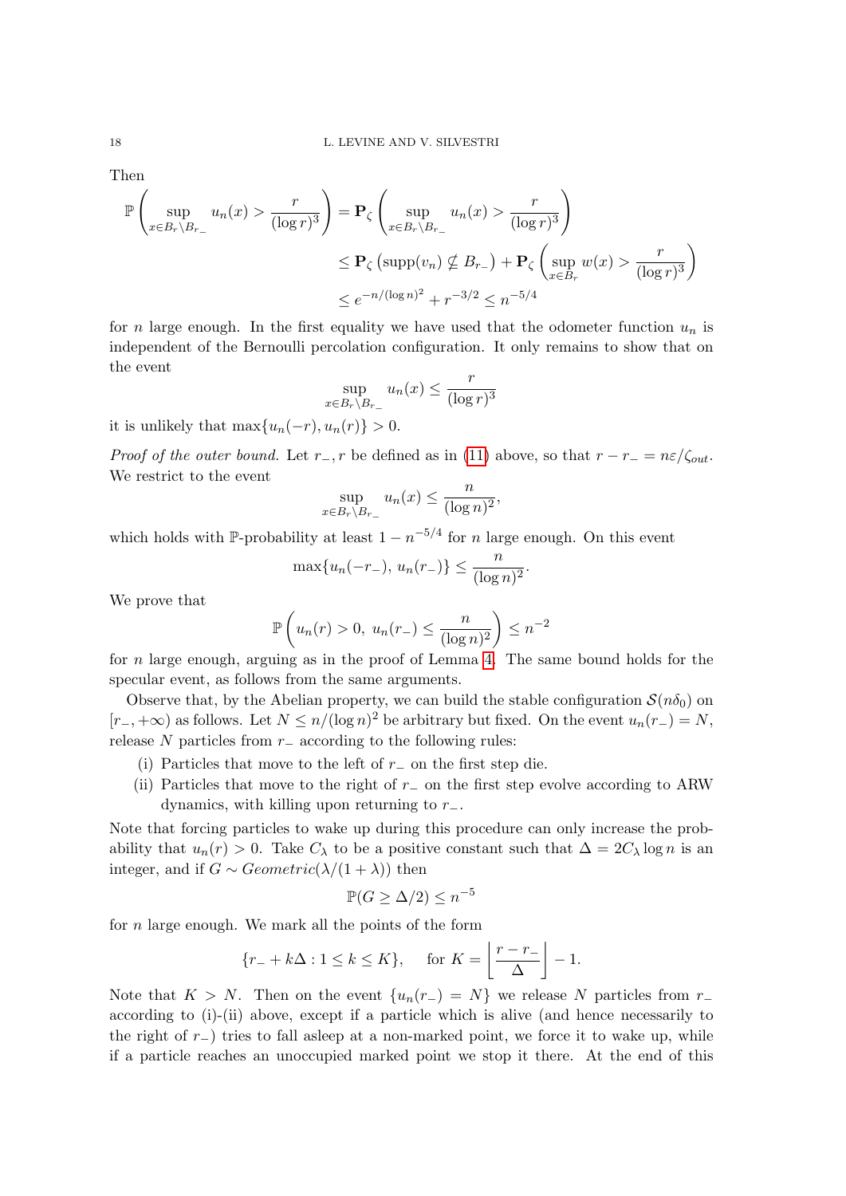Then

$$
\begin{aligned}
\mathbb{P}\left(\sup_{x\in B_r\setminus B_{r_-}} u_n(x) > \frac{r}{(\log r)^3}\right) &= \mathbf{P}_\zeta\left(\sup_{x\in B_r\setminus B_{r_-}} u_n(x) > \frac{r}{(\log r)^3}\right) \\
&\leq \mathbf{P}_\zeta\left(\operatorname{supp}(v_n)\not\subseteq B_{r_-}\right) + \mathbf{P}_\zeta\left(\sup_{x\in B_r} w(x) > \frac{r}{(\log r)^3}\right) \\
&\leq e^{-n/(\log n)^2} + r^{-3/2} \leq n^{-5/4}
\end{aligned}
$$

for $n$ large enough. In the first equality we have used that the odometer function $u_n$ is independent of the Bernoulli percolation configuration. It only remains to show that on the event

$$
\sup_{x\in B_r\setminus B_{r_-}} u_n(x) \leq \frac{r}{(\log r)^3}
$$

it is unlikely that $\max\{u_n(-r), u_n(r)\} > 0$.

*Proof of the outer bound.* Let $r_-, r$ be defined as in (11) above, so that $r - r_- = n\varepsilon/\zeta_{out}$. We restrict to the event

$$
\sup_{x\in B_r\setminus B_{r_-}} u_n(x) \leq \frac{n}{(\log n)^2},
$$

which holds with $\mathbb{P}$-probability at least $1 - n^{-5/4}$ for $n$ large enough. On this event

$$
\max\{u_n(-r_-),\, u_n(r_-)\} \leq \frac{n}{(\log n)^2}.
$$

We prove that

$$
\mathbb{P}\left(u_n(r) > 0,\ u_n(r_-) \leq \frac{n}{(\log n)^2}\right) \leq n^{-2}
$$

for $n$ large enough, arguing as in the proof of Lemma 4. The same bound holds for the specular event, as follows from the same arguments.

Observe that, by the Abelian property, we can build the stable configuration $\mathcal{S}(n\delta_0)$ on $[r_-, +\infty)$ as follows. Let $N \leq n/(\log n)^2$ be arbitrary but fixed. On the event $u_n(r_-) = N$, release $N$ particles from $r_-$ according to the following rules:

(i) Particles that move to the left of $r_-$ on the first step die.

(ii) Particles that move to the right of $r_-$ on the first step evolve according to ARW dynamics, with killing upon returning to $r_-$.

Note that forcing particles to wake up during this procedure can only increase the probability that $u_n(r) > 0$. Take $C_\lambda$ to be a positive constant such that $\Delta = 2C_\lambda \log n$ is an integer, and if $G \sim Geometric(\lambda/(1+\lambda))$ then

$$
\mathbb{P}(G \geq \Delta/2) \leq n^{-5}
$$

for $n$ large enough. We mark all the points of the form

$$
\{r_- + k\Delta : 1 \leq k \leq K\}, \quad \text{for } K = \left\lfloor \frac{r - r_-}{\Delta} \right\rfloor - 1.
$$

Note that $K > N$. Then on the event $\{u_n(r_-) = N\}$ we release $N$ particles from $r_-$ according to (i)-(ii) above, except if a particle which is alive (and hence necessarily to the right of $r_-$) tries to fall asleep at a non-marked point, we force it to wake up, while if a particle reaches an unoccupied marked point we stop it there. At the end of this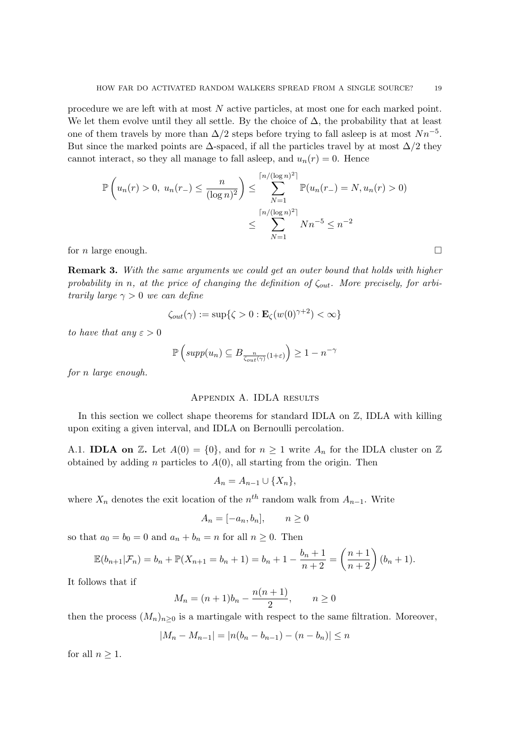procedure we are left with at most $N$ active particles, at most one for each marked point. We let them evolve until they all settle. By the choice of $\Delta$, the probability that at least one of them travels by more than $\Delta/2$ steps before trying to fall asleep is at most $Nn^{-5}$. But since the marked points are $\Delta$-spaced, if all the particles travel by at most $\Delta/2$ they cannot interact, so they all manage to fall asleep, and $u_n(r) = 0$. Hence

$$\mathbb{P}\left(u_n(r) > 0,\ u_n(r_-) \leq \frac{n}{(\log n)^2}\right) \leq \sum_{N=1}^{\lceil n/(\log n)^2 \rceil} \mathbb{P}(u_n(r_-) = N, u_n(r) > 0)$$
$$\leq \sum_{N=1}^{\lceil n/(\log n)^2 \rceil} Nn^{-5} \leq n^{-2}$$

for $n$ large enough. □

**Remark 3.** *With the same arguments we could get an outer bound that holds with higher probability in $n$, at the price of changing the definition of $\zeta_{out}$. More precisely, for arbitrarily large $\gamma > 0$ we can define*

$$\zeta_{out}(\gamma) := \sup\{\zeta > 0 : \mathbf{E}_\zeta(w(0)^{\gamma+2}) < \infty\}$$

*to have that any $\varepsilon > 0$*

$$\mathbb{P}\left(supp(u_n) \subseteq B_{\frac{n}{\zeta_{out}(\gamma)}(1+\varepsilon)}\right) \geq 1 - n^{-\gamma}$$

*for $n$ large enough.*

## Appendix A. IDLA results

In this section we collect shape theorems for standard IDLA on $\mathbb{Z}$, IDLA with killing upon exiting a given interval, and IDLA on Bernoulli percolation.

A.1. **IDLA on $\mathbb{Z}$.** Let $A(0) = \{0\}$, and for $n \geq 1$ write $A_n$ for the IDLA cluster on $\mathbb{Z}$ obtained by adding $n$ particles to $A(0)$, all starting from the origin. Then

$$A_n = A_{n-1} \cup \{X_n\},$$

where $X_n$ denotes the exit location of the $n^{th}$ random walk from $A_{n-1}$. Write

$$A_n = [-a_n, b_n], \qquad n \geq 0$$

so that $a_0 = b_0 = 0$ and $a_n + b_n = n$ for all $n \geq 0$. Then

$$\mathbb{E}(b_{n+1}|\mathcal{F}_n) = b_n + \mathbb{P}(X_{n+1} = b_n + 1) = b_n + 1 - \frac{b_n + 1}{n+2} = \left(\frac{n+1}{n+2}\right)(b_n + 1).$$

It follows that if

$$M_n = (n+1)b_n - \frac{n(n+1)}{2}, \qquad n \geq 0$$

then the process $(M_n)_{n\geq 0}$ is a martingale with respect to the same filtration. Moreover,

$$|M_n - M_{n-1}| = |n(b_n - b_{n-1}) - (n - b_n)| \leq n$$

for all $n \geq 1$.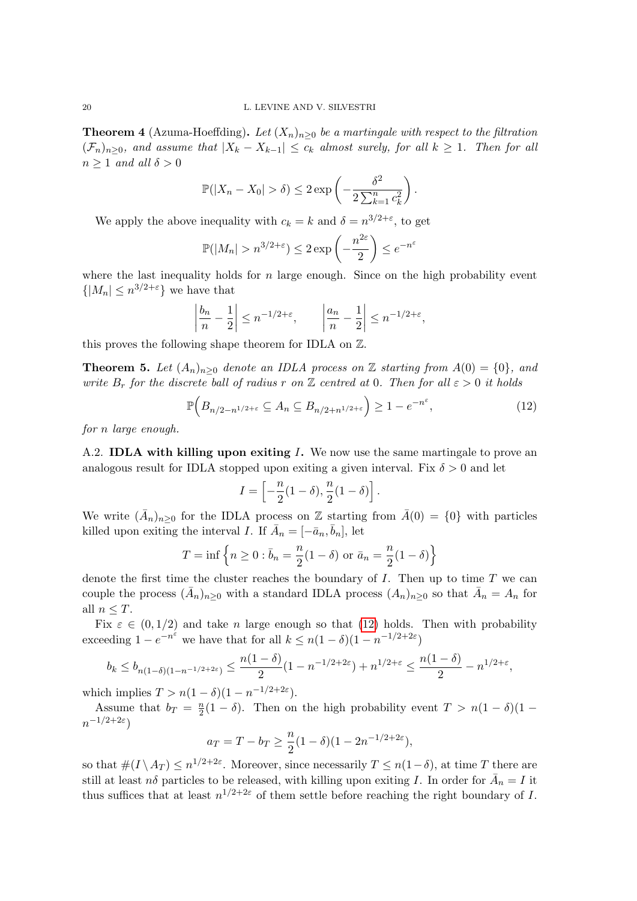**Theorem 4** (Azuma-Hoeffding)**.** *Let $(X_n)_{n\geq 0}$ be a martingale with respect to the filtration $(\mathcal{F}_n)_{n\geq 0}$, and assume that $|X_k - X_{k-1}| \leq c_k$ almost surely, for all $k \geq 1$. Then for all $n \geq 1$ and all $\delta > 0$*

$$\mathbb{P}(|X_n - X_0| > \delta) \leq 2\exp\left(-\frac{\delta^2}{2\sum_{k=1}^n c_k^2}\right).$$

We apply the above inequality with $c_k = k$ and $\delta = n^{3/2+\varepsilon}$, to get

$$\mathbb{P}(|M_n| > n^{3/2+\varepsilon}) \leq 2\exp\left(-\frac{n^{2\varepsilon}}{2}\right) \leq e^{-n^{\varepsilon}}$$

where the last inequality holds for $n$ large enough. Since on the high probability event $\{|M_n| \leq n^{3/2+\varepsilon}\}$ we have that

$$\left|\frac{b_n}{n} - \frac{1}{2}\right| \leq n^{-1/2+\varepsilon}, \qquad \left|\frac{a_n}{n} - \frac{1}{2}\right| \leq n^{-1/2+\varepsilon},$$

this proves the following shape theorem for IDLA on $\mathbb{Z}$.

**Theorem 5.** *Let $(A_n)_{n\geq 0}$ denote an IDLA process on $\mathbb{Z}$ starting from $A(0) = \{0\}$, and write $B_r$ for the discrete ball of radius $r$ on $\mathbb{Z}$ centred at 0. Then for all $\varepsilon > 0$ it holds*

$$\mathbb{P}\Big(B_{n/2-n^{1/2+\varepsilon}} \subseteq A_n \subseteq B_{n/2+n^{1/2+\varepsilon}}\Big) \geq 1 - e^{-n^{\varepsilon}}, \tag{12}$$

*for $n$ large enough.*

A.2. **IDLA with killing upon exiting $I$.** We now use the same martingale to prove an analogous result for IDLA stopped upon exiting a given interval. Fix $\delta > 0$ and let

$$I = \Big[-\frac{n}{2}(1-\delta), \frac{n}{2}(1-\delta)\Big].$$

We write $(\bar{A}_n)_{n\geq 0}$ for the IDLA process on $\mathbb{Z}$ starting from $\bar{A}(0) = \{0\}$ with particles killed upon exiting the interval $I$. If $\bar{A}_n = [-\bar{a}_n, \bar{b}_n]$, let

$$T = \inf\Big\{n \geq 0 : \bar{b}_n = \frac{n}{2}(1-\delta) \text{ or } \bar{a}_n = \frac{n}{2}(1-\delta)\Big\}$$

denote the first time the cluster reaches the boundary of $I$. Then up to time $T$ we can couple the process $(\bar{A}_n)_{n\geq 0}$ with a standard IDLA process $(A_n)_{n\geq 0}$ so that $\bar{A}_n = A_n$ for all $n \leq T$.

Fix $\varepsilon \in (0, 1/2)$ and take $n$ large enough so that (12) holds. Then with probability exceeding $1 - e^{-n^{\varepsilon}}$ we have that for all $k \leq n(1-\delta)(1 - n^{-1/2+2\varepsilon})$

$$b_k \leq b_{n(1-\delta)(1-n^{-1/2+2\varepsilon})} \leq \frac{n(1-\delta)}{2}(1 - n^{-1/2+2\varepsilon}) + n^{1/2+\varepsilon} \leq \frac{n(1-\delta)}{2} - n^{1/2+\varepsilon},$$

which implies $T > n(1-\delta)(1 - n^{-1/2+2\varepsilon})$.

Assume that $b_T = \frac{n}{2}(1-\delta)$. Then on the high probability event $T > n(1-\delta)(1 - n^{-1/2+2\varepsilon})$

$$a_T = T - b_T \geq \frac{n}{2}(1-\delta)(1 - 2n^{-1/2+2\varepsilon}),$$

so that $\#(I \setminus A_T) \leq n^{1/2+2\varepsilon}$. Moreover, since necessarily $T \leq n(1-\delta)$, at time $T$ there are still at least $n\delta$ particles to be released, with killing upon exiting $I$. In order for $\bar{A}_n = I$ it thus suffices that at least $n^{1/2+2\varepsilon}$ of them settle before reaching the right boundary of $I$.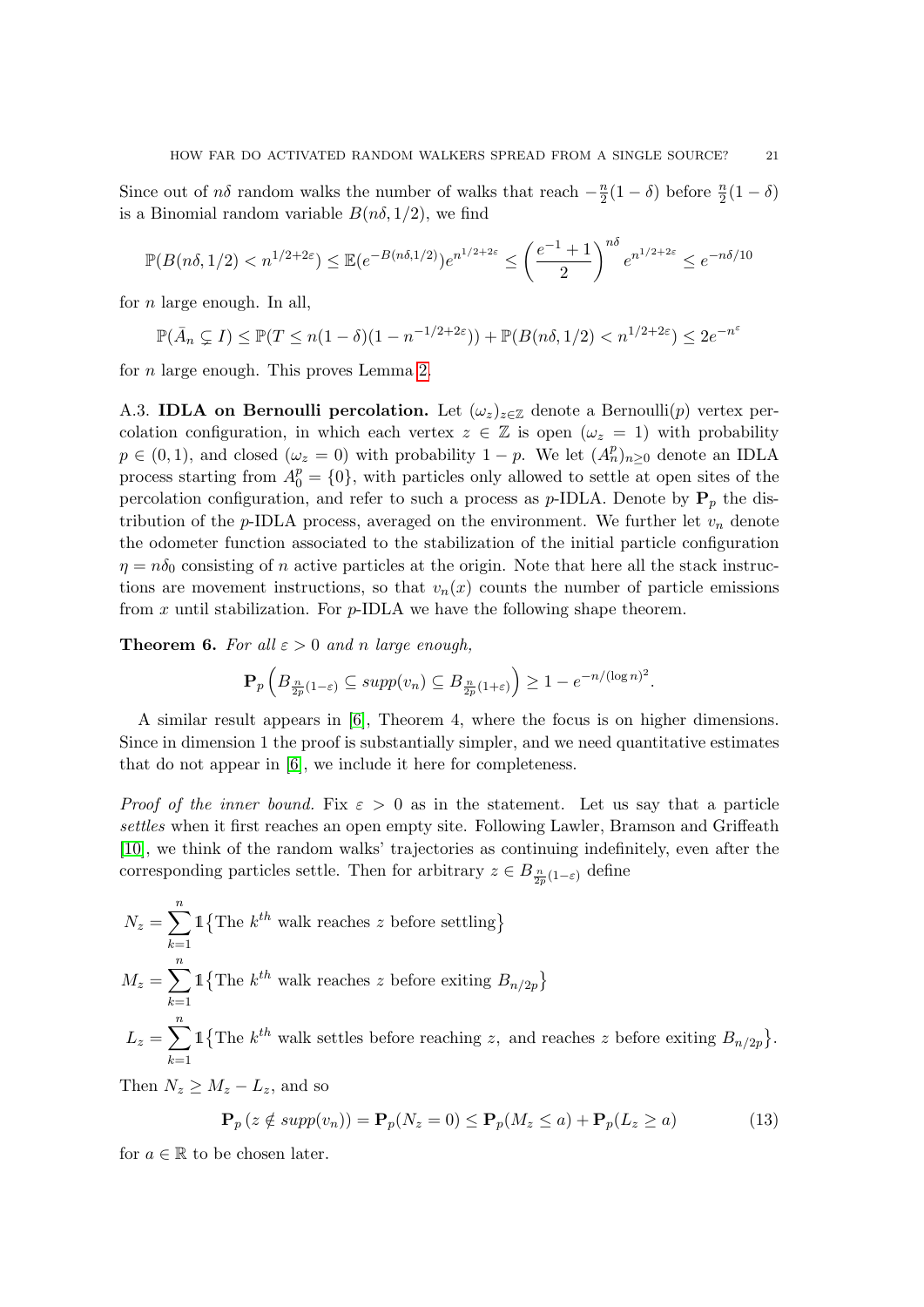Since out of $n\delta$ random walks the number of walks that reach $-\frac{n}{2}(1-\delta)$ before $\frac{n}{2}(1-\delta)$ is a Binomial random variable $B(n\delta, 1/2)$, we find

$$\mathbb{P}(B(n\delta,1/2) < n^{1/2+2\varepsilon}) \leq \mathbb{E}(e^{-B(n\delta,1/2)})e^{n^{1/2+2\varepsilon}} \leq \left(\frac{e^{-1}+1}{2}\right)^{n\delta} e^{n^{1/2+2\varepsilon}} \leq e^{-n\delta/10}$$

for $n$ large enough. In all,

$$\mathbb{P}(\bar{A}_n \subsetneq I) \leq \mathbb{P}(T \leq n(1-\delta)(1-n^{-1/2+2\varepsilon})) + \mathbb{P}(B(n\delta,1/2) < n^{1/2+2\varepsilon}) \leq 2e^{-n^{\varepsilon}}$$

for $n$ large enough. This proves Lemma 2.

A.3. **IDLA on Bernoulli percolation.** Let $(\omega_z)_{z\in\mathbb{Z}}$ denote a Bernoulli($p$) vertex percolation configuration, in which each vertex $z \in \mathbb{Z}$ is open ($\omega_z = 1$) with probability $p \in (0,1)$, and closed ($\omega_z = 0$) with probability $1-p$. We let $(A_n^p)_{n\geq 0}$ denote an IDLA process starting from $A_0^p = \{0\}$, with particles only allowed to settle at open sites of the percolation configuration, and refer to such a process as $p$-IDLA. Denote by $\mathbf{P}_p$ the distribution of the $p$-IDLA process, averaged on the environment. We further let $v_n$ denote the odometer function associated to the stabilization of the initial particle configuration $\eta = n\delta_0$ consisting of $n$ active particles at the origin. Note that here all the stack instructions are movement instructions, so that $v_n(x)$ counts the number of particle emissions from $x$ until stabilization. For $p$-IDLA we have the following shape theorem.

**Theorem 6.** *For all $\varepsilon > 0$ and $n$ large enough,*

$$\mathbf{P}_p\left(B_{\frac{n}{2p}(1-\varepsilon)} \subseteq supp(v_n) \subseteq B_{\frac{n}{2p}(1+\varepsilon)}\right) \geq 1 - e^{-n/(\log n)^2}.$$

A similar result appears in [6], Theorem 4, where the focus is on higher dimensions. Since in dimension 1 the proof is substantially simpler, and we need quantitative estimates that do not appear in [6], we include it here for completeness.

*Proof of the inner bound.* Fix $\varepsilon > 0$ as in the statement. Let us say that a particle *settles* when it first reaches an open empty site. Following Lawler, Bramson and Griffeath [10], we think of the random walks' trajectories as continuing indefinitely, even after the corresponding particles settle. Then for arbitrary $z \in B_{\frac{n}{2p}(1-\varepsilon)}$ define

$$N_z = \sum_{k=1}^{n} \mathbb{1}\{\text{The } k^{th} \text{ walk reaches } z \text{ before settling}\}$$

$$M_z = \sum_{k=1}^{n} \mathbb{1}\{\text{The } k^{th} \text{ walk reaches } z \text{ before exiting } B_{n/2p}\}$$

$$L_z = \sum_{k=1}^{n} \mathbb{1}\{\text{The } k^{th} \text{ walk settles before reaching } z, \text{ and reaches } z \text{ before exiting } B_{n/2p}\}.$$

Then $N_z \geq M_z - L_z$, and so

$$\mathbf{P}_p\left(z \notin supp(v_n)\right) = \mathbf{P}_p(N_z = 0) \leq \mathbf{P}_p(M_z \leq a) + \mathbf{P}_p(L_z \geq a) \tag{13}$$

for $a \in \mathbb{R}$ to be chosen later.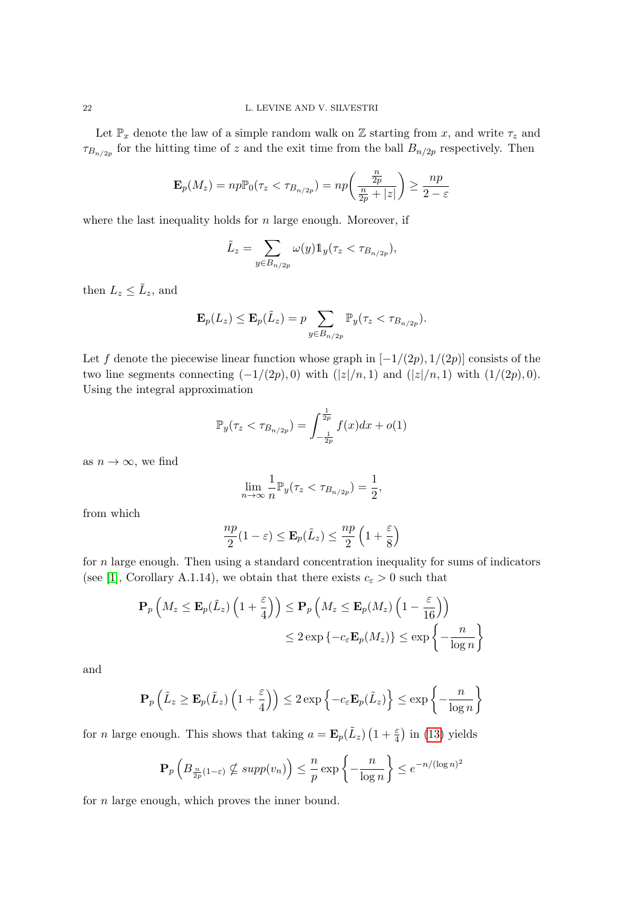Let $\mathbb{P}_x$ denote the law of a simple random walk on $\mathbb{Z}$ starting from $x$, and write $\tau_z$ and $\tau_{B_{n/2p}}$ for the hitting time of $z$ and the exit time from the ball $B_{n/2p}$ respectively. Then

$$\mathbf{E}_p(M_z) = np\mathbb{P}_0(\tau_z < \tau_{B_{n/2p}}) = np\bigg(\frac{\frac{n}{2p}}{\frac{n}{2p} + |z|}\bigg) \geq \frac{np}{2-\varepsilon}$$

where the last inequality holds for $n$ large enough. Moreover, if

$$\tilde{L}_z = \sum_{y \in B_{n/2p}} \omega(y) \mathbb{1}_y(\tau_z < \tau_{B_{n/2p}}),$$

then $L_z \leq \tilde{L}_z$, and

$$\mathbf{E}_p(L_z) \leq \mathbf{E}_p(\tilde{L}_z) = p \sum_{y \in B_{n/2p}} \mathbb{P}_y(\tau_z < \tau_{B_{n/2p}}).$$

Let $f$ denote the piecewise linear function whose graph in $[-1/(2p), 1/(2p)]$ consists of the two line segments connecting $(-1/(2p), 0)$ with $(|z|/n, 1)$ and $(|z|/n, 1)$ with $(1/(2p), 0)$. Using the integral approximation

$$\mathbb{P}_y(\tau_z < \tau_{B_{n/2p}}) = \int_{-\frac{1}{2p}}^{\frac{1}{2p}} f(x)dx + o(1)$$

as $n \to \infty$, we find

$$\lim_{n \to \infty} \frac{1}{n} \mathbb{P}_y(\tau_z < \tau_{B_{n/2p}}) = \frac{1}{2},$$

from which

$$\frac{np}{2}(1-\varepsilon) \leq \mathbf{E}_p(\tilde{L}_z) \leq \frac{np}{2}\left(1 + \frac{\varepsilon}{8}\right)$$

for $n$ large enough. Then using a standard concentration inequality for sums of indicators (see [1], Corollary A.1.14), we obtain that there exists $c_\varepsilon > 0$ such that

$$\begin{aligned}
\mathbf{P}_p\left(M_z \leq \mathbf{E}_p(\tilde{L}_z)\left(1 + \frac{\varepsilon}{4}\right)\right) &\leq \mathbf{P}_p\left(M_z \leq \mathbf{E}_p(M_z)\left(1 - \frac{\varepsilon}{16}\right)\right) \\
&\leq 2\exp\left\{-c_\varepsilon \mathbf{E}_p(M_z)\right\} \leq \exp\left\{-\frac{n}{\log n}\right\}
\end{aligned}$$

and

$$\mathbf{P}_p\left(\tilde{L}_z \geq \mathbf{E}_p(\tilde{L}_z)\left(1 + \frac{\varepsilon}{4}\right)\right) \leq 2\exp\left\{-c_\varepsilon \mathbf{E}_p(\tilde{L}_z)\right\} \leq \exp\left\{-\frac{n}{\log n}\right\}$$

for $n$ large enough. This shows that taking $a = \mathbf{E}_p(\tilde{L}_z)\left(1 + \frac{\varepsilon}{4}\right)$ in (13) yields

$$\mathbf{P}_p\left(B_{\frac{n}{2p}(1-\varepsilon)} \nsubseteq supp(v_n)\right) \leq \frac{n}{p}\exp\left\{-\frac{n}{\log n}\right\} \leq e^{-n/(\log n)^2}$$

for $n$ large enough, which proves the inner bound.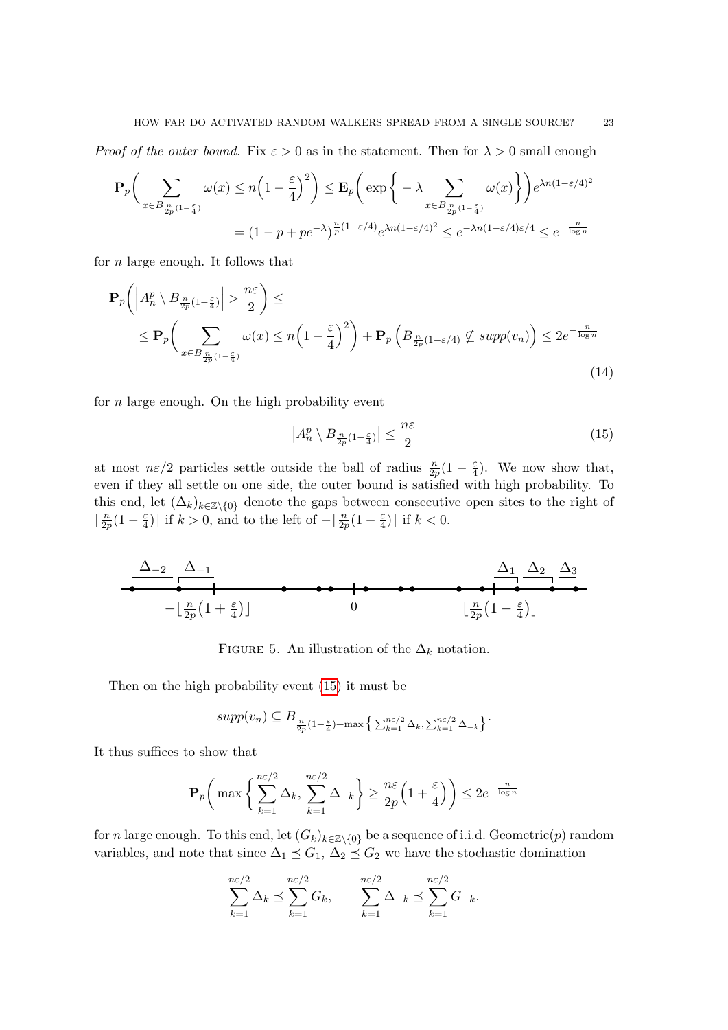*Proof of the outer bound.* Fix $\varepsilon > 0$ as in the statement. Then for $\lambda > 0$ small enough

$$\mathbf{P}_p\bigg( \sum_{x \in B_{\frac{n}{2p}(1-\frac{\varepsilon}{4})}} \omega(x) \le n\Big(1 - \frac{\varepsilon}{4}\Big)^2 \bigg) \le \mathbf{E}_p\bigg( \exp\Big\{ -\lambda \sum_{x \in B_{\frac{n}{2p}(1-\frac{\varepsilon}{4})}} \omega(x) \Big\} \bigg) e^{\lambda n (1-\varepsilon/4)^2}$$

$$= (1 - p + pe^{-\lambda})^{\frac{n}{p}(1-\varepsilon/4)} e^{\lambda n (1-\varepsilon/4)^2} \le e^{-\lambda n (1-\varepsilon/4)\varepsilon/4} \le e^{-\frac{n}{\log n}}$$

for $n$ large enough. It follows that

$$\mathbf{P}_p\bigg( \Big| A_n^p \setminus B_{\frac{n}{2p}(1-\frac{\varepsilon}{4})} \Big| > \frac{n\varepsilon}{2} \bigg) \le$$

$$\le \mathbf{P}_p\bigg( \sum_{x \in B_{\frac{n}{2p}(1-\frac{\varepsilon}{4})}} \omega(x) \le n\Big(1 - \frac{\varepsilon}{4}\Big)^2 \bigg) + \mathbf{P}_p\left( B_{\frac{n}{2p}(1-\varepsilon/4)} \not\subseteq supp(v_n) \right) \le 2e^{-\frac{n}{\log n}} \tag{14}$$

for $n$ large enough. On the high probability event

$$\big| A_n^p \setminus B_{\frac{n}{2p}(1-\frac{\varepsilon}{4})} \big| \le \frac{n\varepsilon}{2} \tag{15}$$

at most $n\varepsilon/2$ particles settle outside the ball of radius $\frac{n}{2p}(1 - \frac{\varepsilon}{4})$. We now show that, even if they all settle on one side, the outer bound is satisfied with high probability. To this end, let $(\Delta_k)_{k \in \mathbb{Z} \setminus \{0\}}$ denote the gaps between consecutive open sites to the right of $\lfloor \frac{n}{2p}(1 - \frac{\varepsilon}{4}) \rfloor$ if $k > 0$, and to the left of $-\lfloor \frac{n}{2p}(1 - \frac{\varepsilon}{4}) \rfloor$ if $k < 0$.

$\Delta_{-2}$ $\Delta_{-1}$ $\Delta_1$ $\Delta_2$ $\Delta_3$

$-\lfloor \frac{n}{2p}\big(1 + \frac{\varepsilon}{4}\big) \rfloor$ $0$ $\lfloor \frac{n}{2p}\big(1 - \frac{\varepsilon}{4}\big) \rfloor$

FIGURE 5. An illustration of the $\Delta_k$ notation.

Then on the high probability event (15) it must be

$$supp(v_n) \subseteq B_{\frac{n}{2p}(1-\frac{\varepsilon}{4}) + \max\big\{ \sum_{k=1}^{n\varepsilon/2} \Delta_k, \sum_{k=1}^{n\varepsilon/2} \Delta_{-k} \big\}}.$$

It thus suffices to show that

$$\mathbf{P}_p\bigg( \max\bigg\{ \sum_{k=1}^{n\varepsilon/2} \Delta_k, \sum_{k=1}^{n\varepsilon/2} \Delta_{-k} \bigg\} \ge \frac{n\varepsilon}{2p}\Big(1 + \frac{\varepsilon}{4}\Big) \bigg) \le 2e^{-\frac{n}{\log n}}$$

for $n$ large enough. To this end, let $(G_k)_{k \in \mathbb{Z} \setminus \{0\}}$ be a sequence of i.i.d. Geometric($p$) random variables, and note that since $\Delta_1 \preceq G_1$, $\Delta_2 \preceq G_2$ we have the stochastic domination

$$\sum_{k=1}^{n\varepsilon/2} \Delta_k \preceq \sum_{k=1}^{n\varepsilon/2} G_k, \qquad \sum_{k=1}^{n\varepsilon/2} \Delta_{-k} \preceq \sum_{k=1}^{n\varepsilon/2} G_{-k}.$$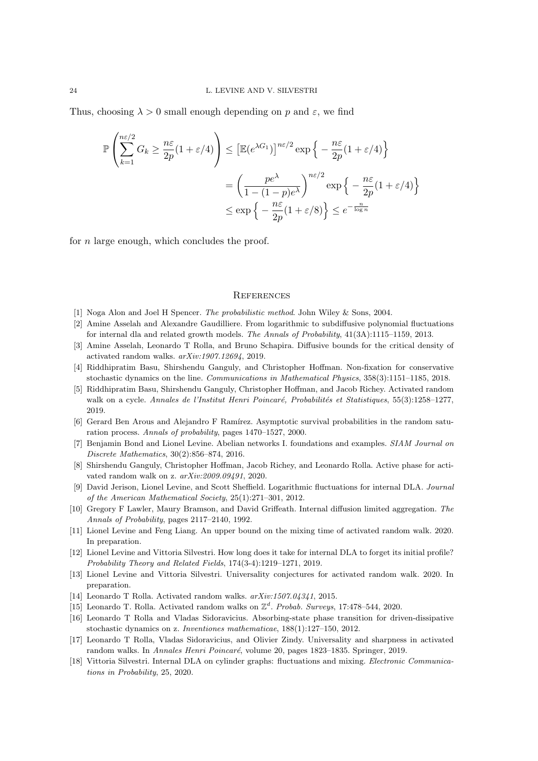Thus, choosing $\lambda > 0$ small enough depending on $p$ and $\varepsilon$, we find

$$
\begin{aligned}
\mathbb{P}\left( \sum_{k=1}^{n\varepsilon/2} G_k \geq \frac{n\varepsilon}{2p}(1+\varepsilon/4) \right) &\leq \left[\mathbb{E}(e^{\lambda G_1})\right]^{n\varepsilon/2} \exp\Big\{ -\frac{n\varepsilon}{2p}(1+\varepsilon/4)\Big\} \\
&= \left( \frac{pe^{\lambda}}{1-(1-p)e^{\lambda}} \right)^{n\varepsilon/2} \exp\Big\{ -\frac{n\varepsilon}{2p}(1+\varepsilon/4)\Big\} \\
&\leq \exp\Big\{ -\frac{n\varepsilon}{2p}(1+\varepsilon/8)\Big\} \leq e^{-\frac{n}{\log n}}
\end{aligned}
$$

for $n$ large enough, which concludes the proof.

## References

[1] Noga Alon and Joel H Spencer. *The probabilistic method*. John Wiley & Sons, 2004.

[2] Amine Asselah and Alexandre Gaudilliere. From logarithmic to subdiffusive polynomial fluctuations for internal dla and related growth models. *The Annals of Probability*, 41(3A):1115–1159, 2013.

[3] Amine Asselah, Leonardo T Rolla, and Bruno Schapira. Diffusive bounds for the critical density of activated random walks. *arXiv:1907.12694*, 2019.

[4] Riddhipratim Basu, Shirshendu Ganguly, and Christopher Hoffman. Non-fixation for conservative stochastic dynamics on the line. *Communications in Mathematical Physics*, 358(3):1151–1185, 2018.

[5] Riddhipratim Basu, Shirshendu Ganguly, Christopher Hoffman, and Jacob Richey. Activated random walk on a cycle. *Annales de l'Institut Henri Poincaré, Probabilités et Statistiques*, 55(3):1258–1277, 2019.

[6] Gerard Ben Arous and Alejandro F Ramírez. Asymptotic survival probabilities in the random saturation process. *Annals of probability*, pages 1470–1527, 2000.

[7] Benjamin Bond and Lionel Levine. Abelian networks I. foundations and examples. *SIAM Journal on Discrete Mathematics*, 30(2):856–874, 2016.

[8] Shirshendu Ganguly, Christopher Hoffman, Jacob Richey, and Leonardo Rolla. Active phase for activated random walk on z. *arXiv:2009.09491*, 2020.

[9] David Jerison, Lionel Levine, and Scott Sheffield. Logarithmic fluctuations for internal DLA. *Journal of the American Mathematical Society*, 25(1):271–301, 2012.

[10] Gregory F Lawler, Maury Bramson, and David Griffeath. Internal diffusion limited aggregation. *The Annals of Probability*, pages 2117–2140, 1992.

[11] Lionel Levine and Feng Liang. An upper bound on the mixing time of activated random walk. 2020. In preparation.

[12] Lionel Levine and Vittoria Silvestri. How long does it take for internal DLA to forget its initial profile? *Probability Theory and Related Fields*, 174(3-4):1219–1271, 2019.

[13] Lionel Levine and Vittoria Silvestri. Universality conjectures for activated random walk. 2020. In preparation.

[14] Leonardo T Rolla. Activated random walks. *arXiv:1507.04341*, 2015.

[15] Leonardo T. Rolla. Activated random walks on $\mathbb{Z}^d$. *Probab. Surveys*, 17:478–544, 2020.

[16] Leonardo T Rolla and Vladas Sidoravicius. Absorbing-state phase transition for driven-dissipative stochastic dynamics on z. *Inventiones mathematicae*, 188(1):127–150, 2012.

[17] Leonardo T Rolla, Vladas Sidoravicius, and Olivier Zindy. Universality and sharpness in activated random walks. In *Annales Henri Poincaré*, volume 20, pages 1823–1835. Springer, 2019.

[18] Vittoria Silvestri. Internal DLA on cylinder graphs: fluctuations and mixing. *Electronic Communications in Probability*, 25, 2020.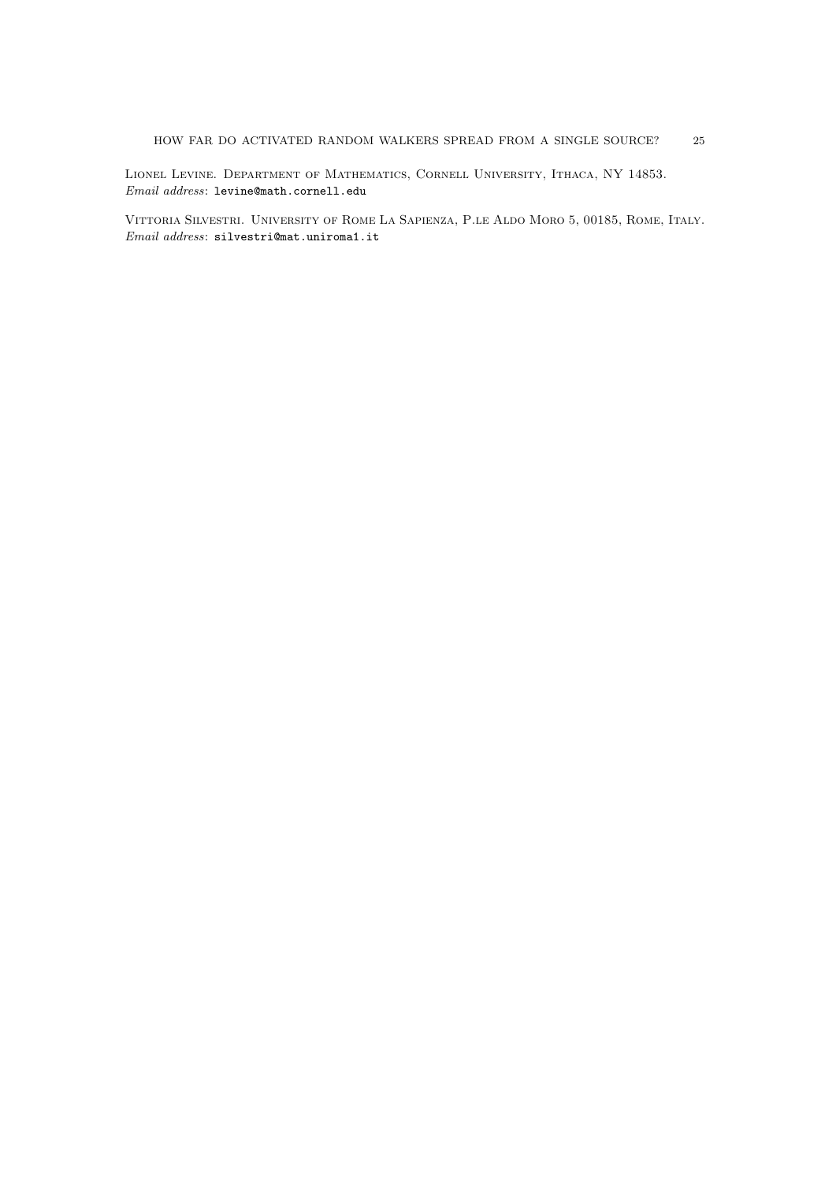Lionel Levine. Department of Mathematics, Cornell University, Ithaca, NY 14853.
*Email address*: levine@math.cornell.edu

Vittoria Silvestri. University of Rome La Sapienza, P.le Aldo Moro 5, 00185, Rome, Italy.
*Email address*: silvestri@mat.uniroma1.it